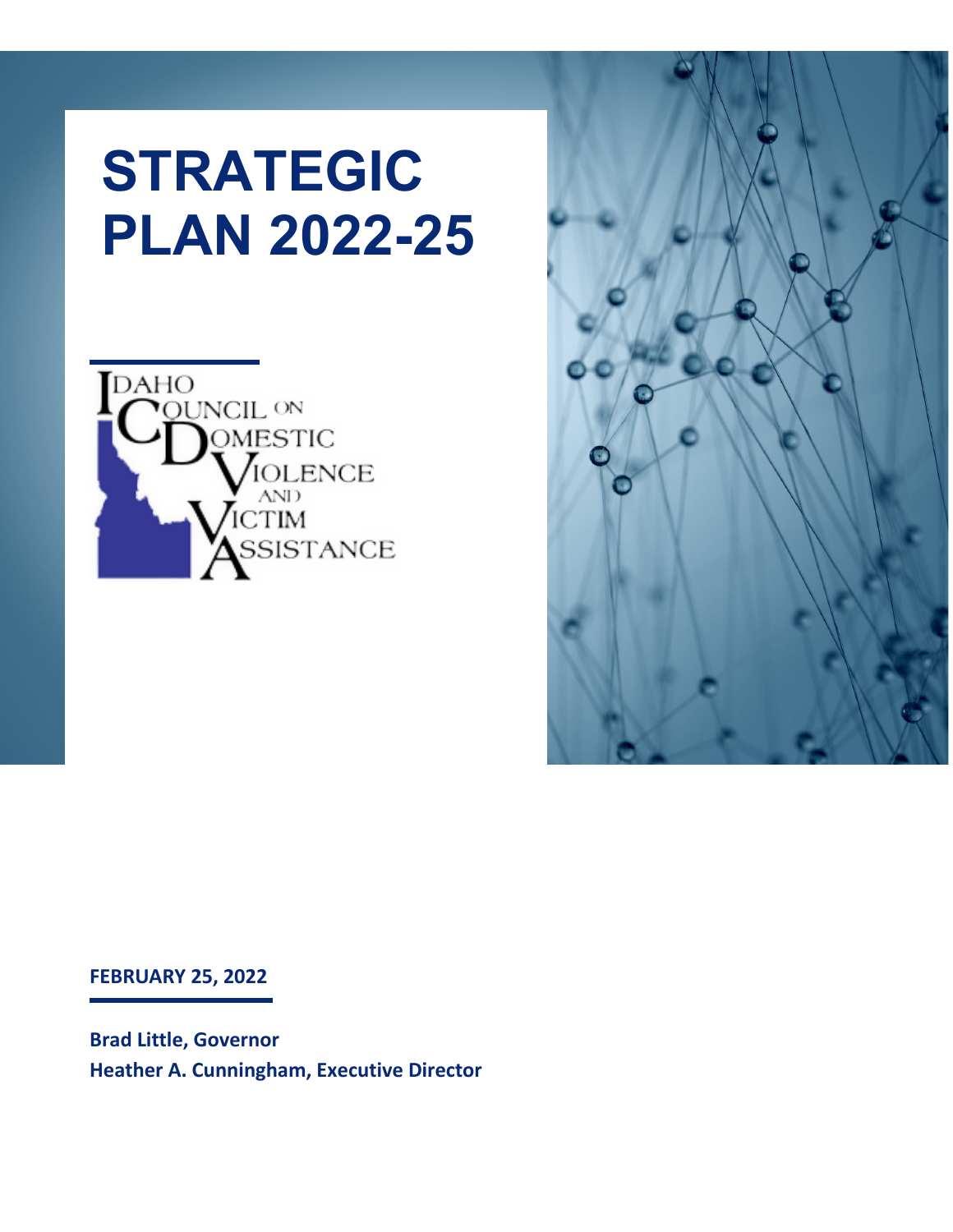# STRATEGIC PLAN 2022-25

IDAHO COUNCIL ON DOMESTIC VIOLENCE AND VICTIM ASSISTANCE

**FEBRUARY 25, 2022**

**Brad Little, Governor**
**Heather A. Cunningham, Executive Director**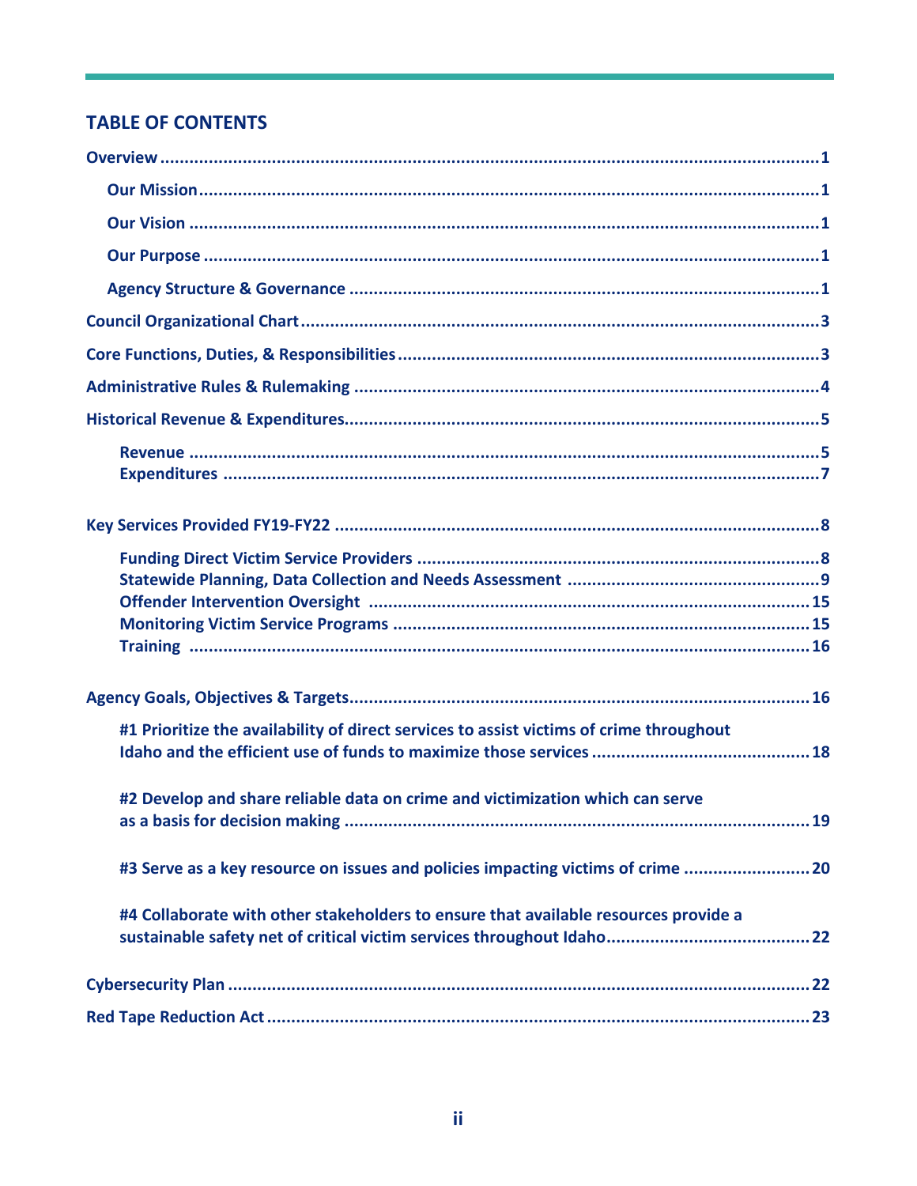## TABLE OF CONTENTS

- Overview ........ 1
  - Our Mission ........ 1
  - Our Vision ........ 1
  - Our Purpose ........ 1
  - Agency Structure & Governance ........ 1
- Council Organizational Chart ........ 3
- Core Functions, Duties, & Responsibilities ........ 3
- Administrative Rules & Rulemaking ........ 4
- Historical Revenue & Expenditures ........ 5
  - Revenue ........ 5
  - Expenditures ........ 7
- Key Services Provided FY19-FY22 ........ 8
  - Funding Direct Victim Service Providers ........ 8
  - Statewide Planning, Data Collection and Needs Assessment ........ 9
  - Offender Intervention Oversight ........ 15
  - Monitoring Victim Service Programs ........ 15
  - Training ........ 16
- Agency Goals, Objectives & Targets ........ 16
  - #1 Prioritize the availability of direct services to assist victims of crime throughout Idaho and the efficient use of funds to maximize those services ........ 18
  - #2 Develop and share reliable data on crime and victimization which can serve as a basis for decision making ........ 19
  - #3 Serve as a key resource on issues and policies impacting victims of crime ........ 20
  - #4 Collaborate with other stakeholders to ensure that available resources provide a sustainable safety net of critical victim services throughout Idaho ........ 22
- Cybersecurity Plan ........ 22
- Red Tape Reduction Act ........ 23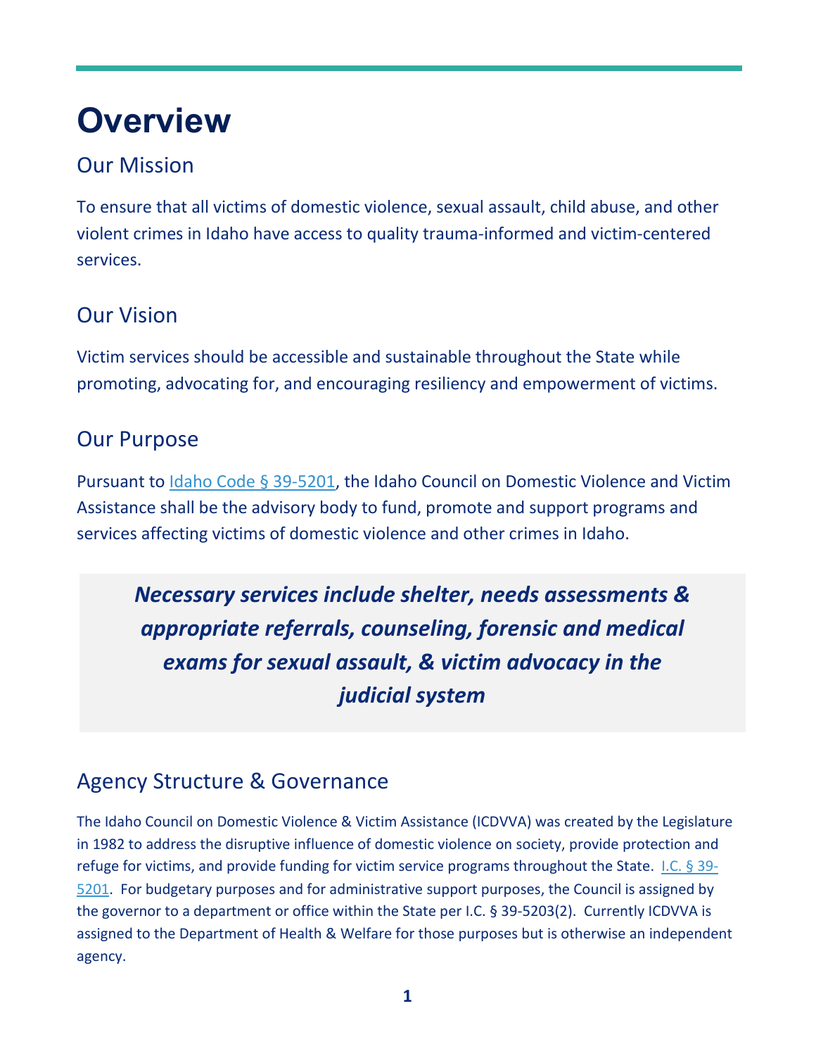# Overview

## Our Mission

To ensure that all victims of domestic violence, sexual assault, child abuse, and other violent crimes in Idaho have access to quality trauma-informed and victim-centered services.

## Our Vision

Victim services should be accessible and sustainable throughout the State while promoting, advocating for, and encouraging resiliency and empowerment of victims.

## Our Purpose

Pursuant to Idaho Code § 39-5201, the Idaho Council on Domestic Violence and Victim Assistance shall be the advisory body to fund, promote and support programs and services affecting victims of domestic violence and other crimes in Idaho.

***Necessary services include shelter, needs assessments & appropriate referrals, counseling, forensic and medical exams for sexual assault, & victim advocacy in the judicial system***

## Agency Structure & Governance

The Idaho Council on Domestic Violence & Victim Assistance (ICDVVA) was created by the Legislature in 1982 to address the disruptive influence of domestic violence on society, provide protection and refuge for victims, and provide funding for victim service programs throughout the State. I.C. § 39-5201. For budgetary purposes and for administrative support purposes, the Council is assigned by the governor to a department or office within the State per I.C. § 39-5203(2). Currently ICDVVA is assigned to the Department of Health & Welfare for those purposes but is otherwise an independent agency.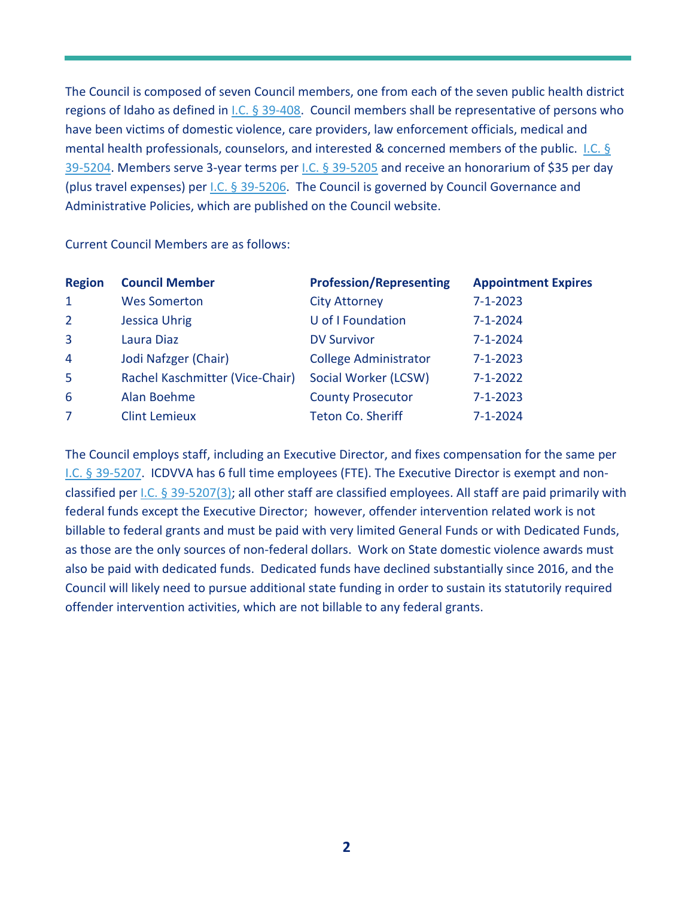The Council is composed of seven Council members, one from each of the seven public health district regions of Idaho as defined in I.C. § 39-408. Council members shall be representative of persons who have been victims of domestic violence, care providers, law enforcement officials, medical and mental health professionals, counselors, and interested & concerned members of the public. I.C. § 39-5204. Members serve 3-year terms per I.C. § 39-5205 and receive an honorarium of $35 per day (plus travel expenses) per I.C. § 39-5206. The Council is governed by Council Governance and Administrative Policies, which are published on the Council website.

Current Council Members are as follows:

| Region | Council Member | Profession/Representing | Appointment Expires |
|---|---|---|---|
| 1 | Wes Somerton | City Attorney | 7-1-2023 |
| 2 | Jessica Uhrig | U of I Foundation | 7-1-2024 |
| 3 | Laura Diaz | DV Survivor | 7-1-2024 |
| 4 | Jodi Nafzger (Chair) | College Administrator | 7-1-2023 |
| 5 | Rachel Kaschmitter (Vice-Chair) | Social Worker (LCSW) | 7-1-2022 |
| 6 | Alan Boehme | County Prosecutor | 7-1-2023 |
| 7 | Clint Lemieux | Teton Co. Sheriff | 7-1-2024 |

The Council employs staff, including an Executive Director, and fixes compensation for the same per I.C. § 39-5207. ICDVVA has 6 full time employees (FTE). The Executive Director is exempt and non-classified per I.C. § 39-5207(3); all other staff are classified employees. All staff are paid primarily with federal funds except the Executive Director; however, offender intervention related work is not billable to federal grants and must be paid with very limited General Funds or with Dedicated Funds, as those are the only sources of non-federal dollars. Work on State domestic violence awards must also be paid with dedicated funds. Dedicated funds have declined substantially since 2016, and the Council will likely need to pursue additional state funding in order to sustain its statutorily required offender intervention activities, which are not billable to any federal grants.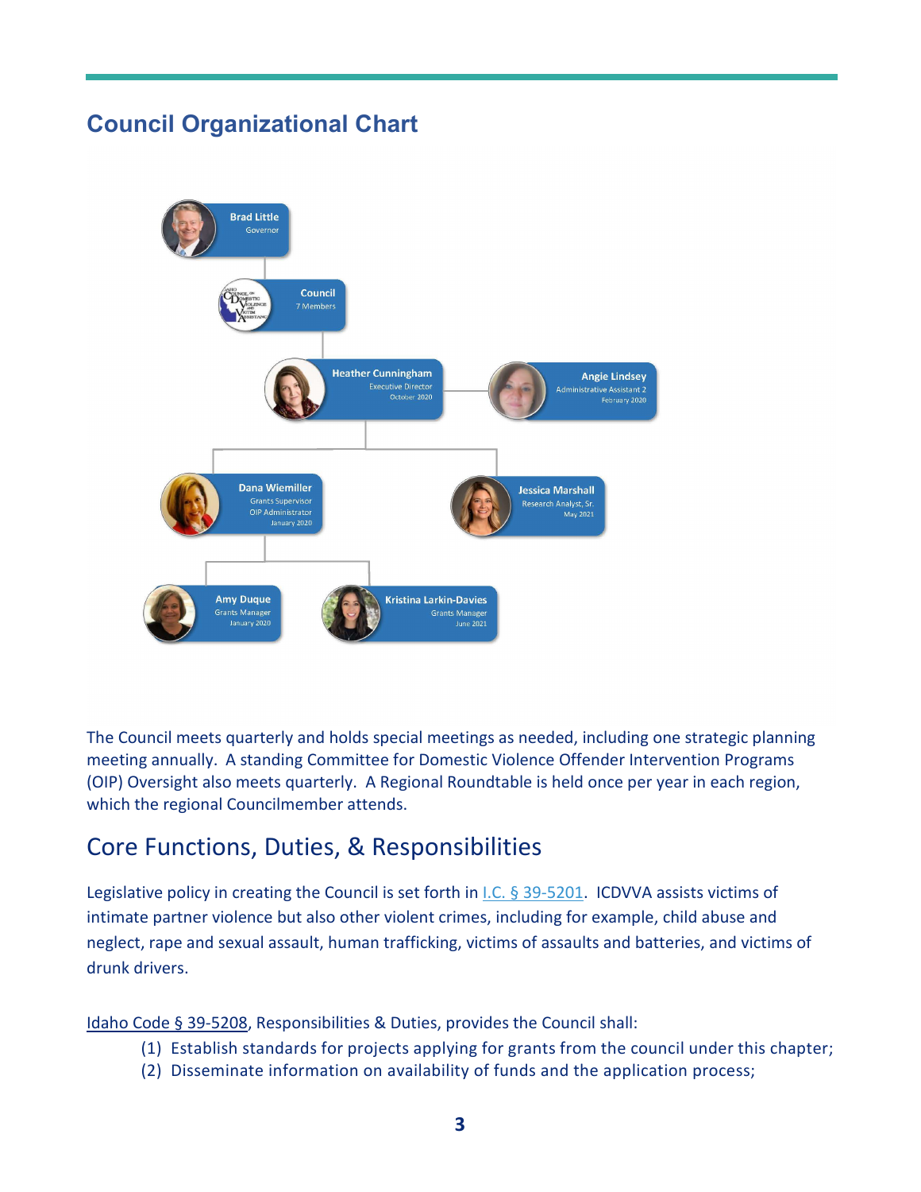## Council Organizational Chart

Brad Little
Governor

Council
7 Members

Heather Cunningham
Executive Director
October 2020

Angie Lindsey
Administrative Assistant 2
February 2020

Dana Wiemiller
Grants Supervisor
OIP Administrator
January 2020

Jessica Marshall
Research Analyst, Sr.
May 2021

Amy Duque
Grants Manager
January 2020

Kristina Larkin-Davies
Grants Manager
June 2021

The Council meets quarterly and holds special meetings as needed, including one strategic planning meeting annually. A standing Committee for Domestic Violence Offender Intervention Programs (OIP) Oversight also meets quarterly. A Regional Roundtable is held once per year in each region, which the regional Councilmember attends.

## Core Functions, Duties, & Responsibilities

Legislative policy in creating the Council is set forth in I.C. § 39-5201. ICDVVA assists victims of intimate partner violence but also other violent crimes, including for example, child abuse and neglect, rape and sexual assault, human trafficking, victims of assaults and batteries, and victims of drunk drivers.

Idaho Code § 39-5208, Responsibilities & Duties, provides the Council shall:

(1) Establish standards for projects applying for grants from the council under this chapter;
(2) Disseminate information on availability of funds and the application process;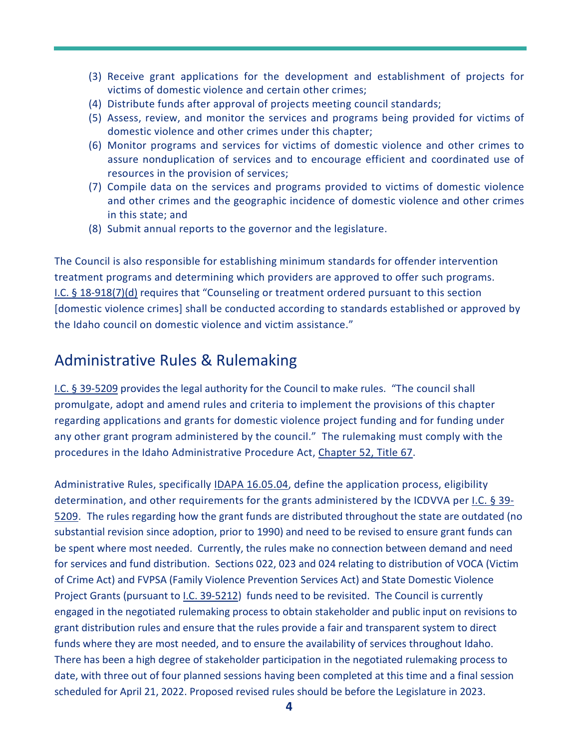(3) Receive grant applications for the development and establishment of projects for victims of domestic violence and certain other crimes;
(4) Distribute funds after approval of projects meeting council standards;
(5) Assess, review, and monitor the services and programs being provided for victims of domestic violence and other crimes under this chapter;
(6) Monitor programs and services for victims of domestic violence and other crimes to assure nonduplication of services and to encourage efficient and coordinated use of resources in the provision of services;
(7) Compile data on the services and programs provided to victims of domestic violence and other crimes and the geographic incidence of domestic violence and other crimes in this state; and
(8) Submit annual reports to the governor and the legislature.

The Council is also responsible for establishing minimum standards for offender intervention treatment programs and determining which providers are approved to offer such programs. I.C. § 18-918(7)(d) requires that "Counseling or treatment ordered pursuant to this section [domestic violence crimes] shall be conducted according to standards established or approved by the Idaho council on domestic violence and victim assistance."

## Administrative Rules & Rulemaking

I.C. § 39-5209 provides the legal authority for the Council to make rules. "The council shall promulgate, adopt and amend rules and criteria to implement the provisions of this chapter regarding applications and grants for domestic violence project funding and for funding under any other grant program administered by the council." The rulemaking must comply with the procedures in the Idaho Administrative Procedure Act, Chapter 52, Title 67.

Administrative Rules, specifically IDAPA 16.05.04, define the application process, eligibility determination, and other requirements for the grants administered by the ICDVVA per I.C. § 39-5209. The rules regarding how the grant funds are distributed throughout the state are outdated (no substantial revision since adoption, prior to 1990) and need to be revised to ensure grant funds can be spent where most needed. Currently, the rules make no connection between demand and need for services and fund distribution. Sections 022, 023 and 024 relating to distribution of VOCA (Victim of Crime Act) and FVPSA (Family Violence Prevention Services Act) and State Domestic Violence Project Grants (pursuant to I.C. 39-5212) funds need to be revisited. The Council is currently engaged in the negotiated rulemaking process to obtain stakeholder and public input on revisions to grant distribution rules and ensure that the rules provide a fair and transparent system to direct funds where they are most needed, and to ensure the availability of services throughout Idaho. There has been a high degree of stakeholder participation in the negotiated rulemaking process to date, with three out of four planned sessions having been completed at this time and a final session scheduled for April 21, 2022. Proposed revised rules should be before the Legislature in 2023.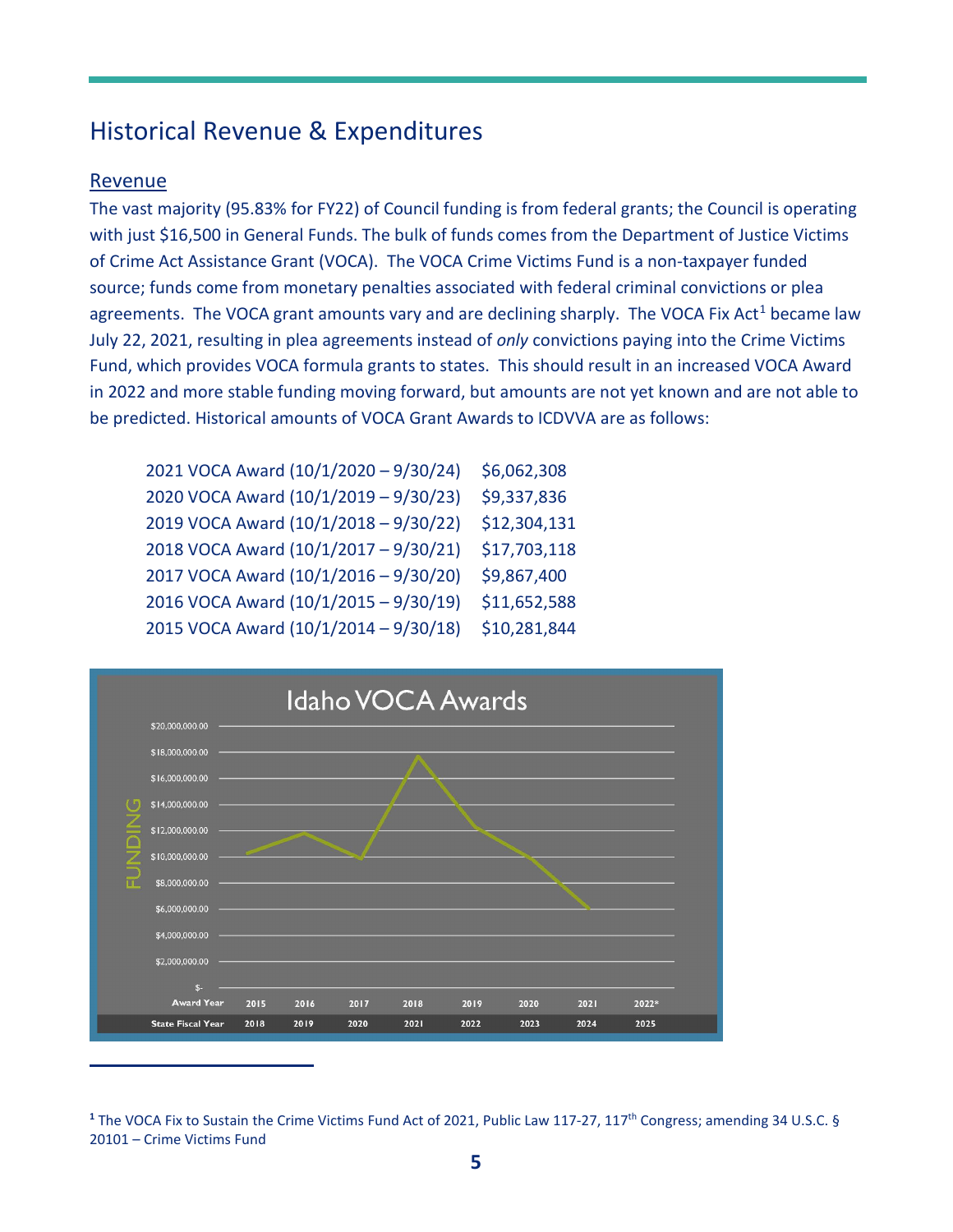## Historical Revenue & Expenditures

### Revenue

The vast majority (95.83% for FY22) of Council funding is from federal grants; the Council is operating with just $16,500 in General Funds. The bulk of funds comes from the Department of Justice Victims of Crime Act Assistance Grant (VOCA). The VOCA Crime Victims Fund is a non-taxpayer funded source; funds come from monetary penalties associated with federal criminal convictions or plea agreements. The VOCA grant amounts vary and are declining sharply. The VOCA Fix Act[1] became law July 22, 2021, resulting in plea agreements instead of *only* convictions paying into the Crime Victims Fund, which provides VOCA formula grants to states. This should result in an increased VOCA Award in 2022 and more stable funding moving forward, but amounts are not yet known and are not able to be predicted. Historical amounts of VOCA Grant Awards to ICDVVA are as follows:

| | |
|---|---|
| 2021 VOCA Award (10/1/2020 – 9/30/24) | $6,062,308 |
| 2020 VOCA Award (10/1/2019 – 9/30/23) | $9,337,836 |
| 2019 VOCA Award (10/1/2018 – 9/30/22) | $12,304,131 |
| 2018 VOCA Award (10/1/2017 – 9/30/21) | $17,703,118 |
| 2017 VOCA Award (10/1/2016 – 9/30/20) | $9,867,400 |
| 2016 VOCA Award (10/1/2015 – 9/30/19) | $11,652,588 |
| 2015 VOCA Award (10/1/2014 – 9/30/18) | $10,281,844 |

**Idaho VOCA Awards**

| Award Year | 2015 | 2016 | 2017 | 2018 | 2019 | 2020 | 2021 | 2022* |
|---|---|---|---|---|---|---|---|---|
| State Fiscal Year | 2018 | 2019 | 2020 | 2021 | 2022 | 2023 | 2024 | 2025 |

[1] The VOCA Fix to Sustain the Crime Victims Fund Act of 2021, Public Law 117-27, 117th Congress; amending 34 U.S.C. § 20101 – Crime Victims Fund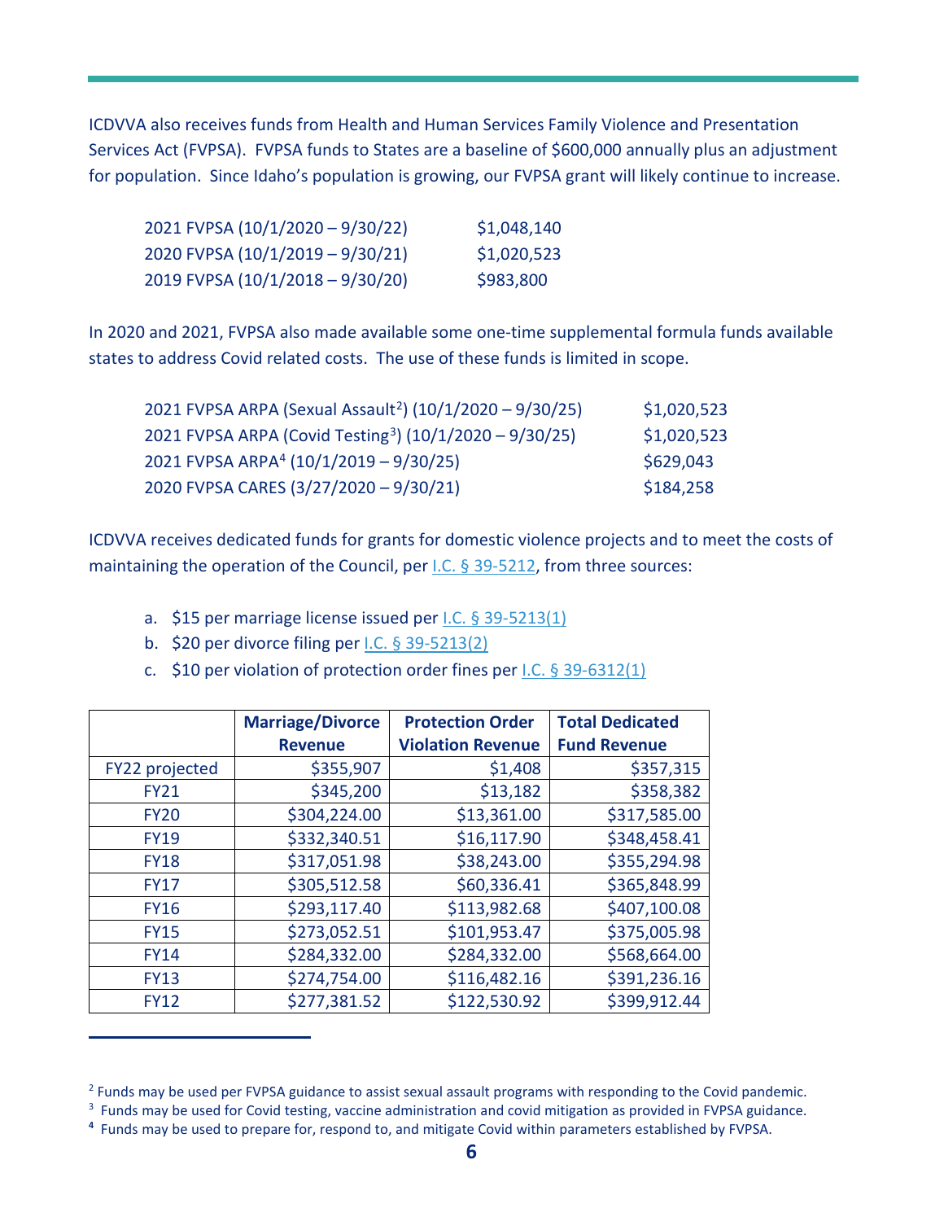ICDVVA also receives funds from Health and Human Services Family Violence and Presentation Services Act (FVPSA). FVPSA funds to States are a baseline of $600,000 annually plus an adjustment for population. Since Idaho's population is growing, our FVPSA grant will likely continue to increase.

| | |
|---|---|
| 2021 FVPSA (10/1/2020 – 9/30/22) | $1,048,140 |
| 2020 FVPSA (10/1/2019 – 9/30/21) | $1,020,523 |
| 2019 FVPSA (10/1/2018 – 9/30/20) | $983,800 |

In 2020 and 2021, FVPSA also made available some one-time supplemental formula funds available states to address Covid related costs. The use of these funds is limited in scope.

| | |
|---|---|
| 2021 FVPSA ARPA (Sexual Assault[2]) (10/1/2020 – 9/30/25) | $1,020,523 |
| 2021 FVPSA ARPA (Covid Testing[3]) (10/1/2020 – 9/30/25) | $1,020,523 |
| 2021 FVPSA ARPA[4] (10/1/2019 – 9/30/25) | $629,043 |
| 2020 FVPSA CARES (3/27/2020 – 9/30/21) | $184,258 |

ICDVVA receives dedicated funds for grants for domestic violence projects and to meet the costs of maintaining the operation of the Council, per I.C. § 39-5212, from three sources:

a. $15 per marriage license issued per I.C. § 39-5213(1)
b. $20 per divorce filing per I.C. § 39-5213(2)
c. $10 per violation of protection order fines per I.C. § 39-6312(1)

| | Marriage/Divorce Revenue | Protection Order Violation Revenue | Total Dedicated Fund Revenue |
|---|---|---|---|
| FY22 projected | $355,907 | $1,408 | $357,315 |
| FY21 | $345,200 | $13,182 | $358,382 |
| FY20 | $304,224.00 | $13,361.00 | $317,585.00 |
| FY19 | $332,340.51 | $16,117.90 | $348,458.41 |
| FY18 | $317,051.98 | $38,243.00 | $355,294.98 |
| FY17 | $305,512.58 | $60,336.41 | $365,848.99 |
| FY16 | $293,117.40 | $113,982.68 | $407,100.08 |
| FY15 | $273,052.51 | $101,953.47 | $375,005.98 |
| FY14 | $284,332.00 | $284,332.00 | $568,664.00 |
| FY13 | $274,754.00 | $116,482.16 | $391,236.16 |
| FY12 | $277,381.52 | $122,530.92 | $399,912.44 |

---

[2] Funds may be used per FVPSA guidance to assist sexual assault programs with responding to the Covid pandemic.

[3] Funds may be used for Covid testing, vaccine administration and covid mitigation as provided in FVPSA guidance.

[4] Funds may be used to prepare for, respond to, and mitigate Covid within parameters established by FVPSA.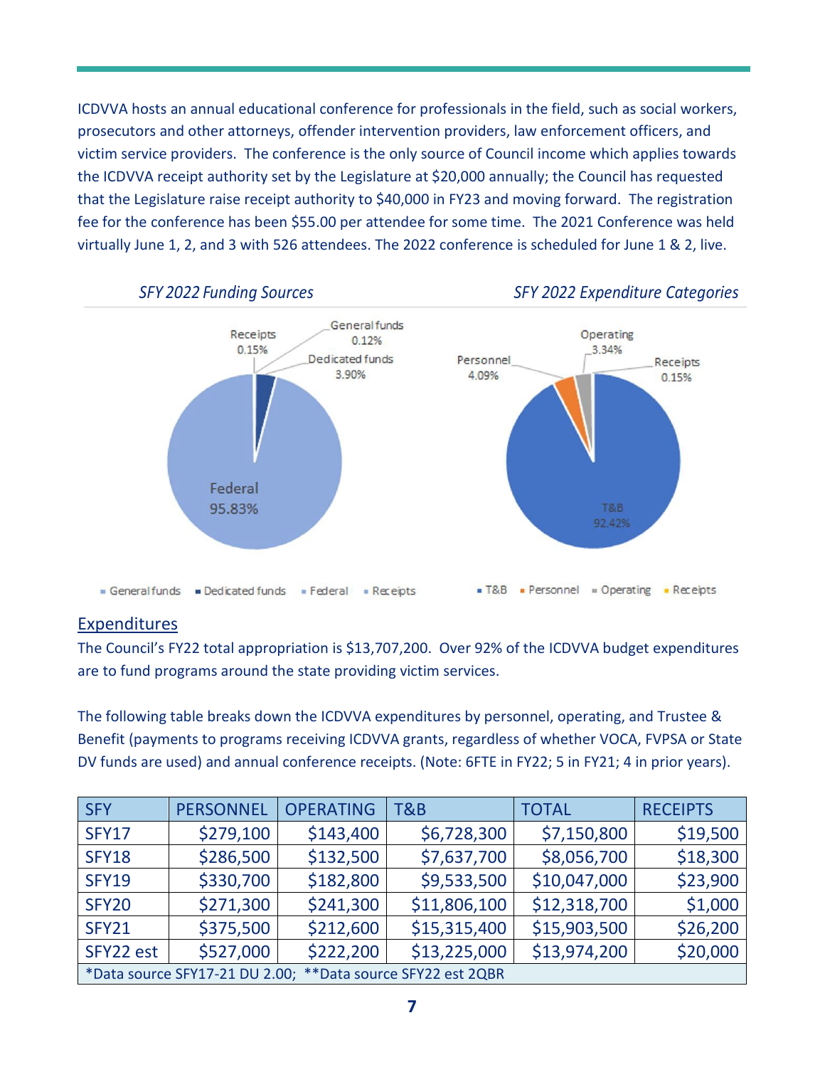ICDVVA hosts an annual educational conference for professionals in the field, such as social workers, prosecutors and other attorneys, offender intervention providers, law enforcement officers, and victim service providers. The conference is the only source of Council income which applies towards the ICDVVA receipt authority set by the Legislature at $20,000 annually; the Council has requested that the Legislature raise receipt authority to $40,000 in FY23 and moving forward. The registration fee for the conference has been $55.00 per attendee for some time. The 2021 Conference was held virtually June 1, 2, and 3 with 526 attendees. The 2022 conference is scheduled for June 1 & 2, live.

*SFY 2022 Funding Sources*

Receipts 0.15%
General funds 0.12%
Dedicated funds 3.90%
Federal 95.83%

*SFY 2022 Expenditure Categories*

Operating 3.34%
Personnel 4.09%
Receipts 0.15%
T&B 92.42%

## Expenditures

The Council's FY22 total appropriation is $13,707,200. Over 92% of the ICDVVA budget expenditures are to fund programs around the state providing victim services.

The following table breaks down the ICDVVA expenditures by personnel, operating, and Trustee & Benefit (payments to programs receiving ICDVVA grants, regardless of whether VOCA, FVPSA or State DV funds are used) and annual conference receipts. (Note: 6FTE in FY22; 5 in FY21; 4 in prior years).

| SFY | PERSONNEL | OPERATING | T&B | TOTAL | RECEIPTS |
|---|---|---|---|---|---|
| SFY17 | $279,100 | $143,400 | $6,728,300 | $7,150,800 | $19,500 |
| SFY18 | $286,500 | $132,500 | $7,637,700 | $8,056,700 | $18,300 |
| SFY19 | $330,700 | $182,800 | $9,533,500 | $10,047,000 | $23,900 |
| SFY20 | $271,300 | $241,300 | $11,806,100 | $12,318,700 | $1,000 |
| SFY21 | $375,500 | $212,600 | $15,315,400 | $15,903,500 | $26,200 |
| SFY22 est | $527,000 | $222,200 | $13,225,000 | $13,974,200 | $20,000 |
| *Data source SFY17-21 DU 2.00; **Data source SFY22 est 2QBR | | | | | |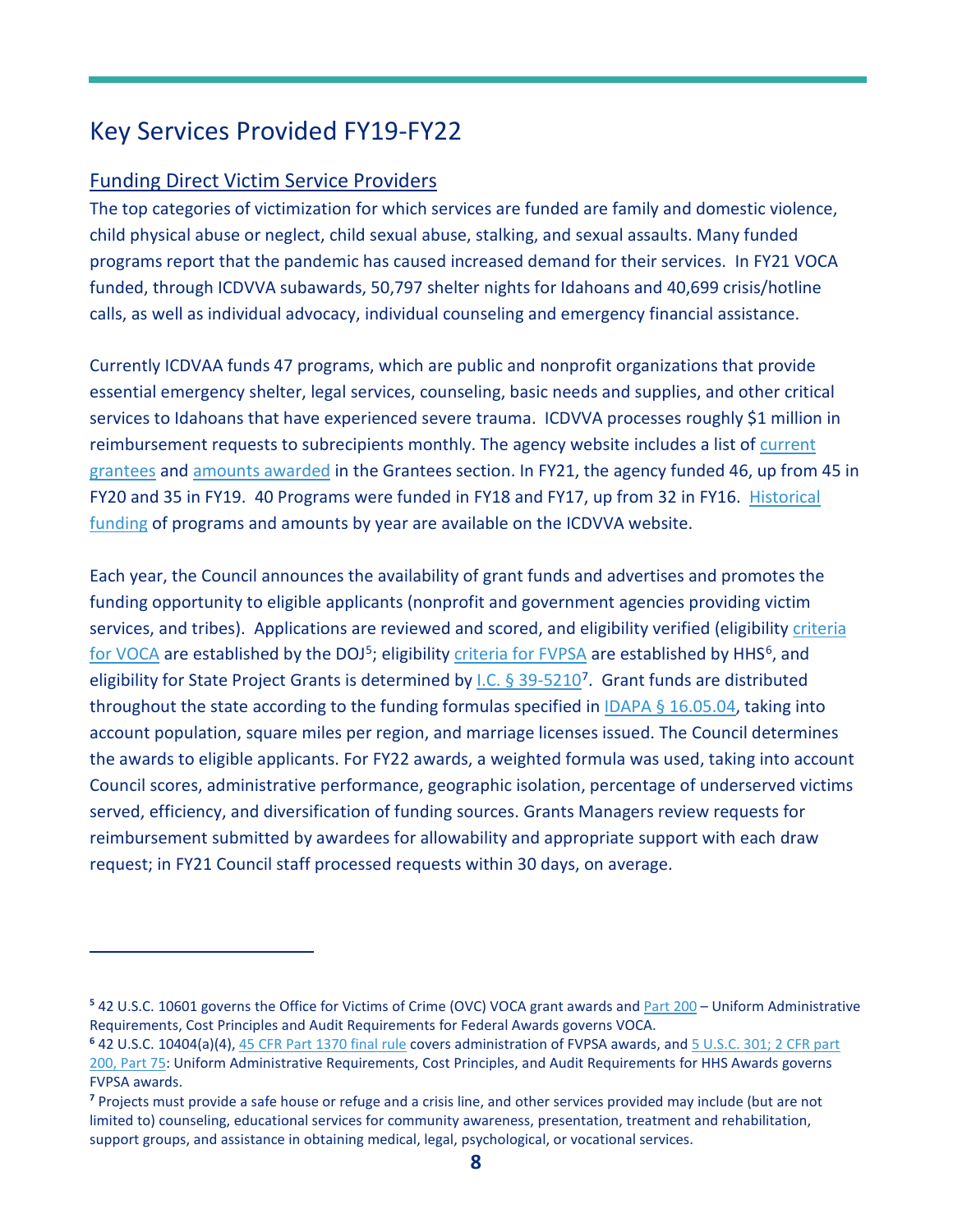## Key Services Provided FY19-FY22

### Funding Direct Victim Service Providers

The top categories of victimization for which services are funded are family and domestic violence, child physical abuse or neglect, child sexual abuse, stalking, and sexual assaults. Many funded programs report that the pandemic has caused increased demand for their services. In FY21 VOCA funded, through ICDVVA subawards, 50,797 shelter nights for Idahoans and 40,699 crisis/hotline calls, as well as individual advocacy, individual counseling and emergency financial assistance.

Currently ICDVAA funds 47 programs, which are public and nonprofit organizations that provide essential emergency shelter, legal services, counseling, basic needs and supplies, and other critical services to Idahoans that have experienced severe trauma. ICDVVA processes roughly $1 million in reimbursement requests to subrecipients monthly. The agency website includes a list of current grantees and amounts awarded in the Grantees section. In FY21, the agency funded 46, up from 45 in FY20 and 35 in FY19. 40 Programs were funded in FY18 and FY17, up from 32 in FY16. Historical funding of programs and amounts by year are available on the ICDVVA website.

Each year, the Council announces the availability of grant funds and advertises and promotes the funding opportunity to eligible applicants (nonprofit and government agencies providing victim services, and tribes). Applications are reviewed and scored, and eligibility verified (eligibility criteria for VOCA are established by the DOJ[5]; eligibility criteria for FVPSA are established by HHS[6], and eligibility for State Project Grants is determined by I.C. § 39-5210[7]. Grant funds are distributed throughout the state according to the funding formulas specified in IDAPA § 16.05.04, taking into account population, square miles per region, and marriage licenses issued. The Council determines the awards to eligible applicants. For FY22 awards, a weighted formula was used, taking into account Council scores, administrative performance, geographic isolation, percentage of underserved victims served, efficiency, and diversification of funding sources. Grants Managers review requests for reimbursement submitted by awardees for allowability and appropriate support with each draw request; in FY21 Council staff processed requests within 30 days, on average.

---

[5] 42 U.S.C. 10601 governs the Office for Victims of Crime (OVC) VOCA grant awards and Part 200 – Uniform Administrative Requirements, Cost Principles and Audit Requirements for Federal Awards governs VOCA.

[6] 42 U.S.C. 10404(a)(4), 45 CFR Part 1370 final rule covers administration of FVPSA awards, and 5 U.S.C. 301; 2 CFR part 200, Part 75: Uniform Administrative Requirements, Cost Principles, and Audit Requirements for HHS Awards governs FVPSA awards.

[7] Projects must provide a safe house or refuge and a crisis line, and other services provided may include (but are not limited to) counseling, educational services for community awareness, presentation, treatment and rehabilitation, support groups, and assistance in obtaining medical, legal, psychological, or vocational services.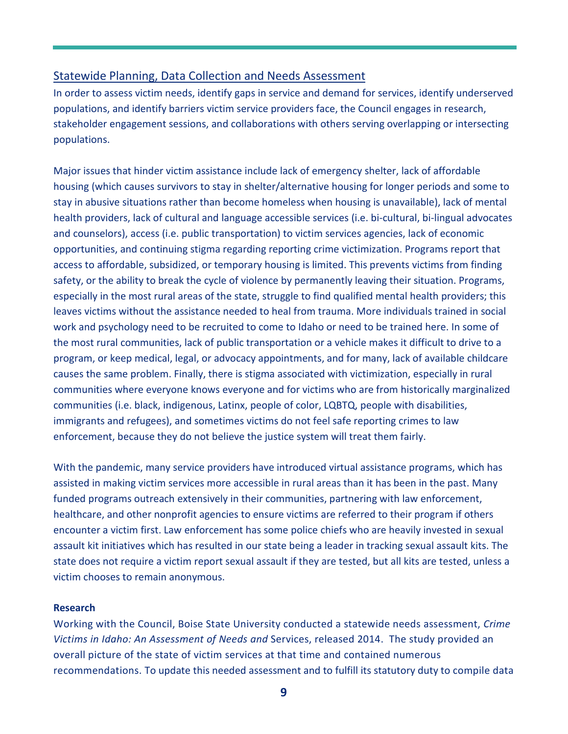## Statewide Planning, Data Collection and Needs Assessment

In order to assess victim needs, identify gaps in service and demand for services, identify underserved populations, and identify barriers victim service providers face, the Council engages in research, stakeholder engagement sessions, and collaborations with others serving overlapping or intersecting populations.

Major issues that hinder victim assistance include lack of emergency shelter, lack of affordable housing (which causes survivors to stay in shelter/alternative housing for longer periods and some to stay in abusive situations rather than become homeless when housing is unavailable), lack of mental health providers, lack of cultural and language accessible services (i.e. bi-cultural, bi-lingual advocates and counselors), access (i.e. public transportation) to victim services agencies, lack of economic opportunities, and continuing stigma regarding reporting crime victimization. Programs report that access to affordable, subsidized, or temporary housing is limited. This prevents victims from finding safety, or the ability to break the cycle of violence by permanently leaving their situation. Programs, especially in the most rural areas of the state, struggle to find qualified mental health providers; this leaves victims without the assistance needed to heal from trauma. More individuals trained in social work and psychology need to be recruited to come to Idaho or need to be trained here. In some of the most rural communities, lack of public transportation or a vehicle makes it difficult to drive to a program, or keep medical, legal, or advocacy appointments, and for many, lack of available childcare causes the same problem. Finally, there is stigma associated with victimization, especially in rural communities where everyone knows everyone and for victims who are from historically marginalized communities (i.e. black, indigenous, Latinx, people of color, LQBTQ, people with disabilities, immigrants and refugees), and sometimes victims do not feel safe reporting crimes to law enforcement, because they do not believe the justice system will treat them fairly.

With the pandemic, many service providers have introduced virtual assistance programs, which has assisted in making victim services more accessible in rural areas than it has been in the past. Many funded programs outreach extensively in their communities, partnering with law enforcement, healthcare, and other nonprofit agencies to ensure victims are referred to their program if others encounter a victim first. Law enforcement has some police chiefs who are heavily invested in sexual assault kit initiatives which has resulted in our state being a leader in tracking sexual assault kits. The state does not require a victim report sexual assault if they are tested, but all kits are tested, unless a victim chooses to remain anonymous.

**Research**

Working with the Council, Boise State University conducted a statewide needs assessment, *Crime Victims in Idaho: An Assessment of Needs and* Services, released 2014. The study provided an overall picture of the state of victim services at that time and contained numerous recommendations. To update this needed assessment and to fulfill its statutory duty to compile data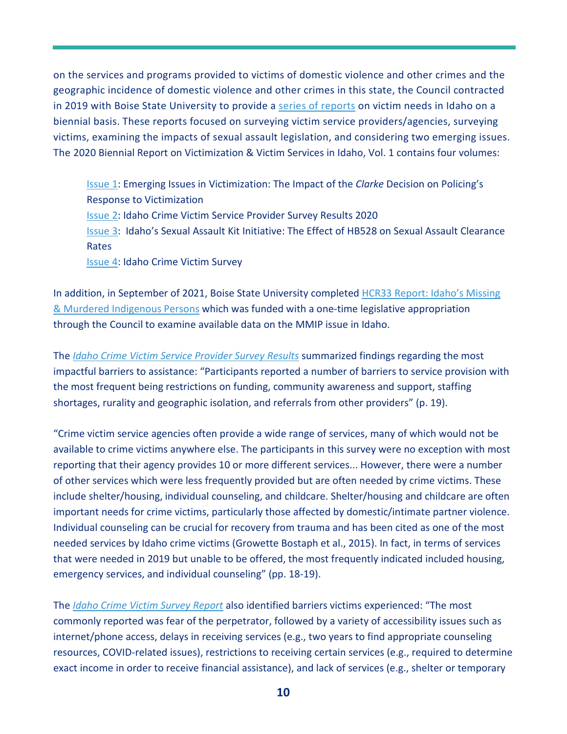on the services and programs provided to victims of domestic violence and other crimes and the geographic incidence of domestic violence and other crimes in this state, the Council contracted in 2019 with Boise State University to provide a [series of reports] on victim needs in Idaho on a biennial basis. These reports focused on surveying victim service providers/agencies, surveying victims, examining the impacts of sexual assault legislation, and considering two emerging issues. The 2020 Biennial Report on Victimization & Victim Services in Idaho, Vol. 1 contains four volumes:

> Issue 1: Emerging Issues in Victimization: The Impact of the *Clarke* Decision on Policing's Response to Victimization
> Issue 2: Idaho Crime Victim Service Provider Survey Results 2020
> Issue 3: Idaho's Sexual Assault Kit Initiative: The Effect of HB528 on Sexual Assault Clearance Rates
> Issue 4: Idaho Crime Victim Survey

In addition, in September of 2021, Boise State University completed HCR33 Report: Idaho's Missing & Murdered Indigenous Persons which was funded with a one-time legislative appropriation through the Council to examine available data on the MMIP issue in Idaho.

The *Idaho Crime Victim Service Provider Survey Results* summarized findings regarding the most impactful barriers to assistance: "Participants reported a number of barriers to service provision with the most frequent being restrictions on funding, community awareness and support, staffing shortages, rurality and geographic isolation, and referrals from other providers" (p. 19).

"Crime victim service agencies often provide a wide range of services, many of which would not be available to crime victims anywhere else. The participants in this survey were no exception with most reporting that their agency provides 10 or more different services... However, there were a number of other services which were less frequently provided but are often needed by crime victims. These include shelter/housing, individual counseling, and childcare. Shelter/housing and childcare are often important needs for crime victims, particularly those affected by domestic/intimate partner violence. Individual counseling can be crucial for recovery from trauma and has been cited as one of the most needed services by Idaho crime victims (Growette Bostaph et al., 2015). In fact, in terms of services that were needed in 2019 but unable to be offered, the most frequently indicated included housing, emergency services, and individual counseling" (pp. 18-19).

The *Idaho Crime Victim Survey Report* also identified barriers victims experienced: "The most commonly reported was fear of the perpetrator, followed by a variety of accessibility issues such as internet/phone access, delays in receiving services (e.g., two years to find appropriate counseling resources, COVID-related issues), restrictions to receiving certain services (e.g., required to determine exact income in order to receive financial assistance), and lack of services (e.g., shelter or temporary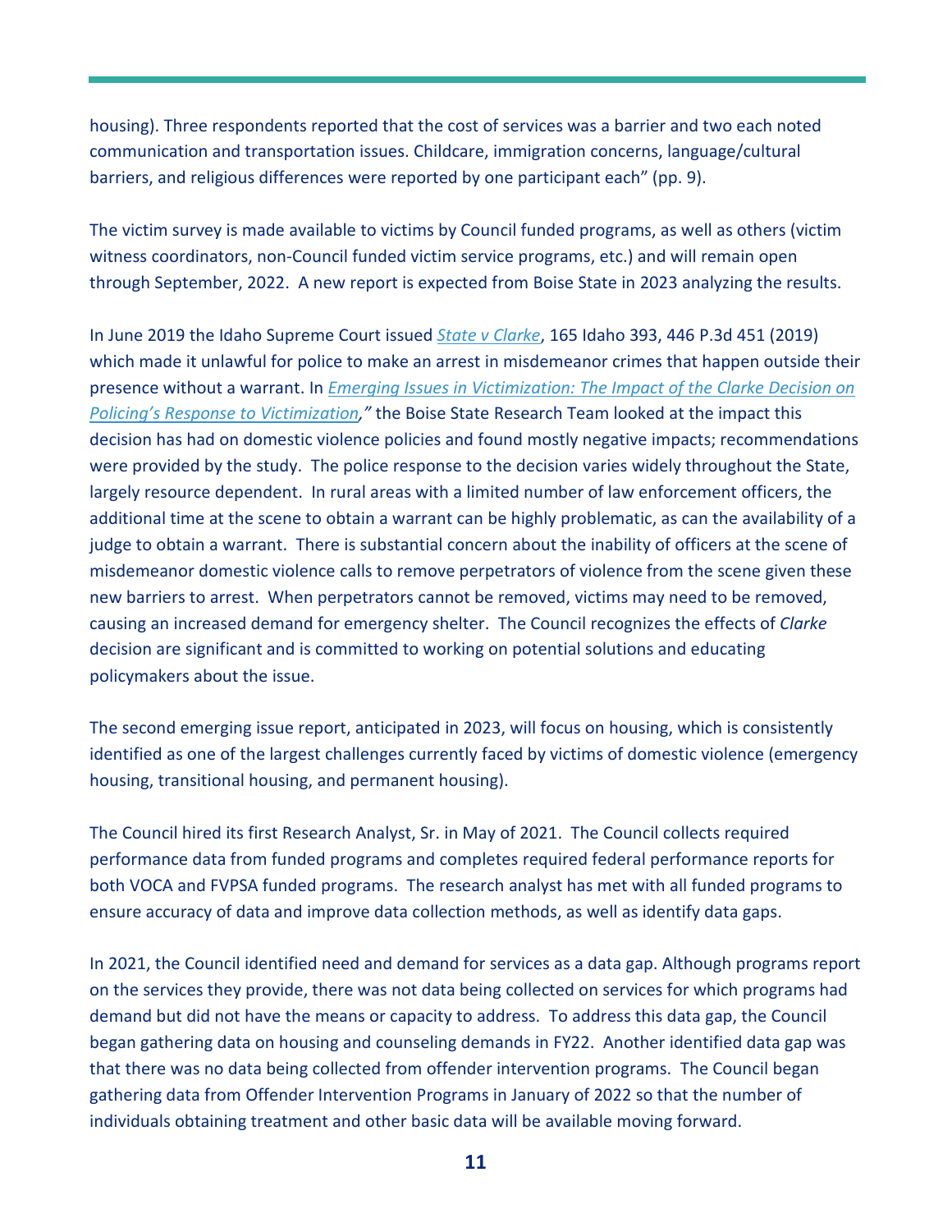housing). Three respondents reported that the cost of services was a barrier and two each noted communication and transportation issues. Childcare, immigration concerns, language/cultural barriers, and religious differences were reported by one participant each" (pp. 9).

The victim survey is made available to victims by Council funded programs, as well as others (victim witness coordinators, non-Council funded victim service programs, etc.) and will remain open through September, 2022. A new report is expected from Boise State in 2023 analyzing the results.

In June 2019 the Idaho Supreme Court issued *State v Clarke*, 165 Idaho 393, 446 P.3d 451 (2019) which made it unlawful for police to make an arrest in misdemeanor crimes that happen outside their presence without a warrant. In *Emerging Issues in Victimization: The Impact of the Clarke Decision on Policing's Response to Victimization,"* the Boise State Research Team looked at the impact this decision has had on domestic violence policies and found mostly negative impacts; recommendations were provided by the study. The police response to the decision varies widely throughout the State, largely resource dependent. In rural areas with a limited number of law enforcement officers, the additional time at the scene to obtain a warrant can be highly problematic, as can the availability of a judge to obtain a warrant. There is substantial concern about the inability of officers at the scene of misdemeanor domestic violence calls to remove perpetrators of violence from the scene given these new barriers to arrest. When perpetrators cannot be removed, victims may need to be removed, causing an increased demand for emergency shelter. The Council recognizes the effects of *Clarke* decision are significant and is committed to working on potential solutions and educating policymakers about the issue.

The second emerging issue report, anticipated in 2023, will focus on housing, which is consistently identified as one of the largest challenges currently faced by victims of domestic violence (emergency housing, transitional housing, and permanent housing).

The Council hired its first Research Analyst, Sr. in May of 2021. The Council collects required performance data from funded programs and completes required federal performance reports for both VOCA and FVPSA funded programs. The research analyst has met with all funded programs to ensure accuracy of data and improve data collection methods, as well as identify data gaps.

In 2021, the Council identified need and demand for services as a data gap. Although programs report on the services they provide, there was not data being collected on services for which programs had demand but did not have the means or capacity to address. To address this data gap, the Council began gathering data on housing and counseling demands in FY22. Another identified data gap was that there was no data being collected from offender intervention programs. The Council began gathering data from Offender Intervention Programs in January of 2022 so that the number of individuals obtaining treatment and other basic data will be available moving forward.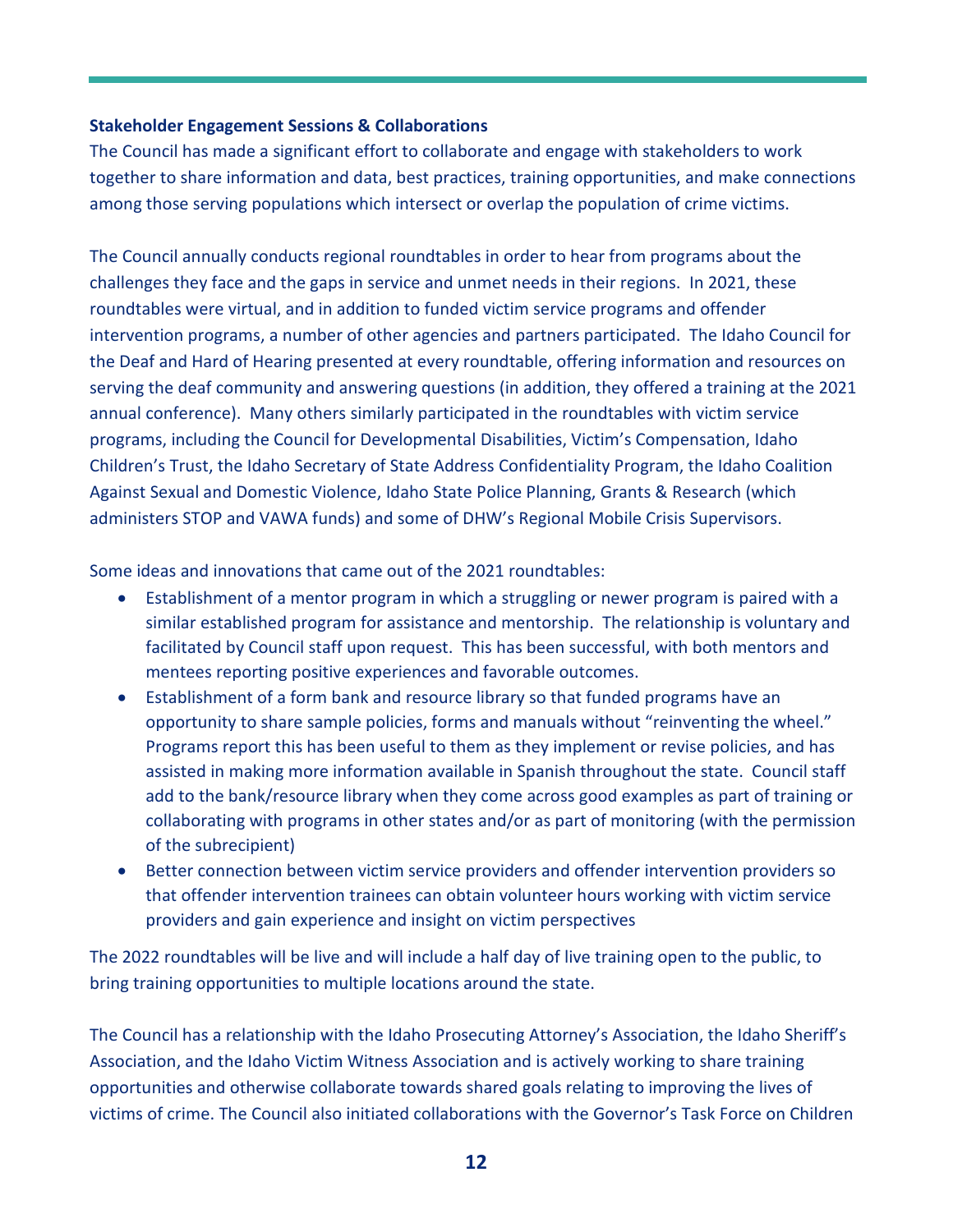**Stakeholder Engagement Sessions & Collaborations**

The Council has made a significant effort to collaborate and engage with stakeholders to work together to share information and data, best practices, training opportunities, and make connections among those serving populations which intersect or overlap the population of crime victims.

The Council annually conducts regional roundtables in order to hear from programs about the challenges they face and the gaps in service and unmet needs in their regions. In 2021, these roundtables were virtual, and in addition to funded victim service programs and offender intervention programs, a number of other agencies and partners participated. The Idaho Council for the Deaf and Hard of Hearing presented at every roundtable, offering information and resources on serving the deaf community and answering questions (in addition, they offered a training at the 2021 annual conference). Many others similarly participated in the roundtables with victim service programs, including the Council for Developmental Disabilities, Victim's Compensation, Idaho Children's Trust, the Idaho Secretary of State Address Confidentiality Program, the Idaho Coalition Against Sexual and Domestic Violence, Idaho State Police Planning, Grants & Research (which administers STOP and VAWA funds) and some of DHW's Regional Mobile Crisis Supervisors.

Some ideas and innovations that came out of the 2021 roundtables:

- Establishment of a mentor program in which a struggling or newer program is paired with a similar established program for assistance and mentorship. The relationship is voluntary and facilitated by Council staff upon request. This has been successful, with both mentors and mentees reporting positive experiences and favorable outcomes.
- Establishment of a form bank and resource library so that funded programs have an opportunity to share sample policies, forms and manuals without "reinventing the wheel." Programs report this has been useful to them as they implement or revise policies, and has assisted in making more information available in Spanish throughout the state. Council staff add to the bank/resource library when they come across good examples as part of training or collaborating with programs in other states and/or as part of monitoring (with the permission of the subrecipient)
- Better connection between victim service providers and offender intervention providers so that offender intervention trainees can obtain volunteer hours working with victim service providers and gain experience and insight on victim perspectives

The 2022 roundtables will be live and will include a half day of live training open to the public, to bring training opportunities to multiple locations around the state.

The Council has a relationship with the Idaho Prosecuting Attorney's Association, the Idaho Sheriff's Association, and the Idaho Victim Witness Association and is actively working to share training opportunities and otherwise collaborate towards shared goals relating to improving the lives of victims of crime. The Council also initiated collaborations with the Governor's Task Force on Children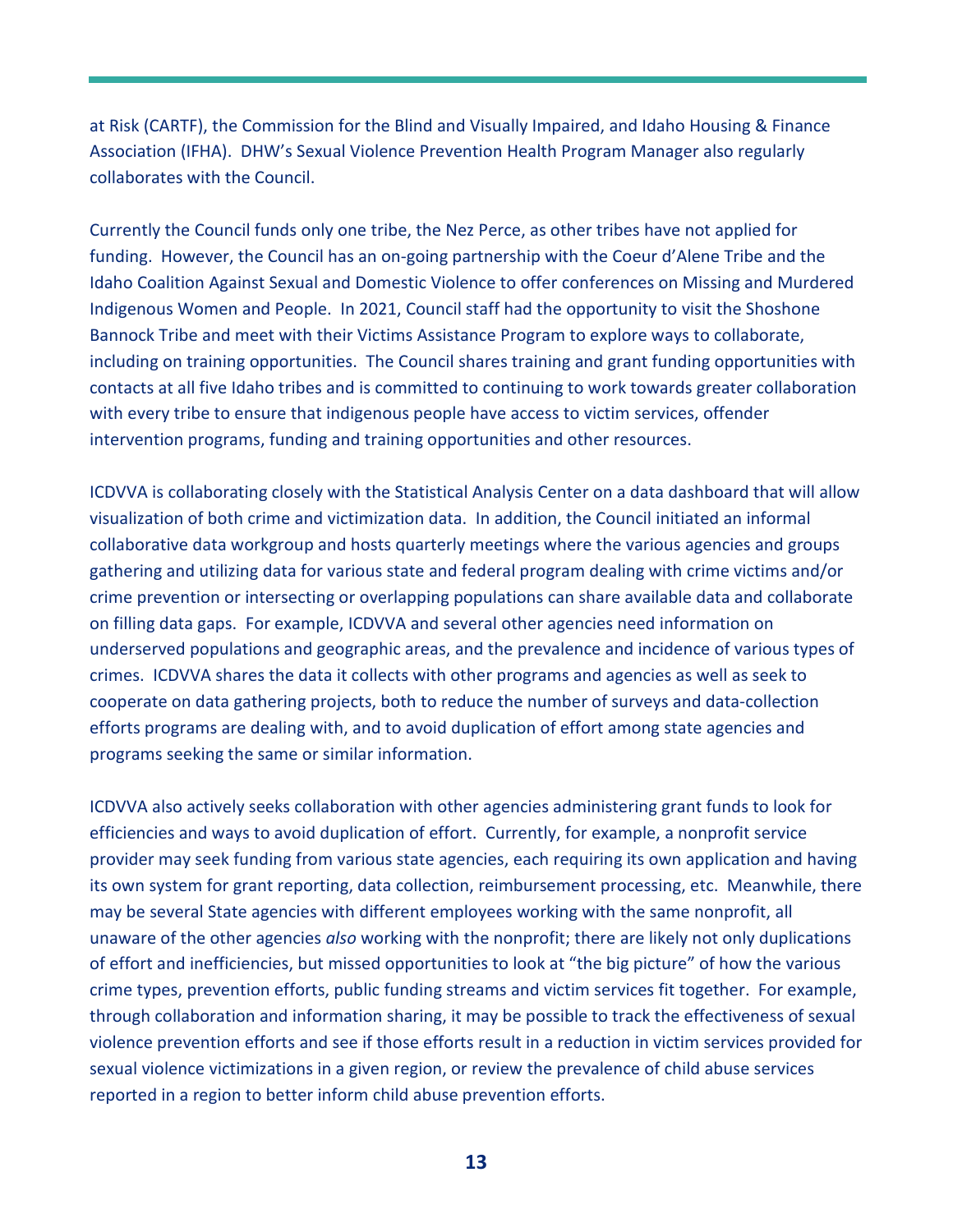at Risk (CARTF), the Commission for the Blind and Visually Impaired, and Idaho Housing & Finance Association (IFHA). DHW's Sexual Violence Prevention Health Program Manager also regularly collaborates with the Council.

Currently the Council funds only one tribe, the Nez Perce, as other tribes have not applied for funding. However, the Council has an on-going partnership with the Coeur d'Alene Tribe and the Idaho Coalition Against Sexual and Domestic Violence to offer conferences on Missing and Murdered Indigenous Women and People. In 2021, Council staff had the opportunity to visit the Shoshone Bannock Tribe and meet with their Victims Assistance Program to explore ways to collaborate, including on training opportunities. The Council shares training and grant funding opportunities with contacts at all five Idaho tribes and is committed to continuing to work towards greater collaboration with every tribe to ensure that indigenous people have access to victim services, offender intervention programs, funding and training opportunities and other resources.

ICDVVA is collaborating closely with the Statistical Analysis Center on a data dashboard that will allow visualization of both crime and victimization data. In addition, the Council initiated an informal collaborative data workgroup and hosts quarterly meetings where the various agencies and groups gathering and utilizing data for various state and federal program dealing with crime victims and/or crime prevention or intersecting or overlapping populations can share available data and collaborate on filling data gaps. For example, ICDVVA and several other agencies need information on underserved populations and geographic areas, and the prevalence and incidence of various types of crimes. ICDVVA shares the data it collects with other programs and agencies as well as seek to cooperate on data gathering projects, both to reduce the number of surveys and data-collection efforts programs are dealing with, and to avoid duplication of effort among state agencies and programs seeking the same or similar information.

ICDVVA also actively seeks collaboration with other agencies administering grant funds to look for efficiencies and ways to avoid duplication of effort. Currently, for example, a nonprofit service provider may seek funding from various state agencies, each requiring its own application and having its own system for grant reporting, data collection, reimbursement processing, etc. Meanwhile, there may be several State agencies with different employees working with the same nonprofit, all unaware of the other agencies *also* working with the nonprofit; there are likely not only duplications of effort and inefficiencies, but missed opportunities to look at "the big picture" of how the various crime types, prevention efforts, public funding streams and victim services fit together. For example, through collaboration and information sharing, it may be possible to track the effectiveness of sexual violence prevention efforts and see if those efforts result in a reduction in victim services provided for sexual violence victimizations in a given region, or review the prevalence of child abuse services reported in a region to better inform child abuse prevention efforts.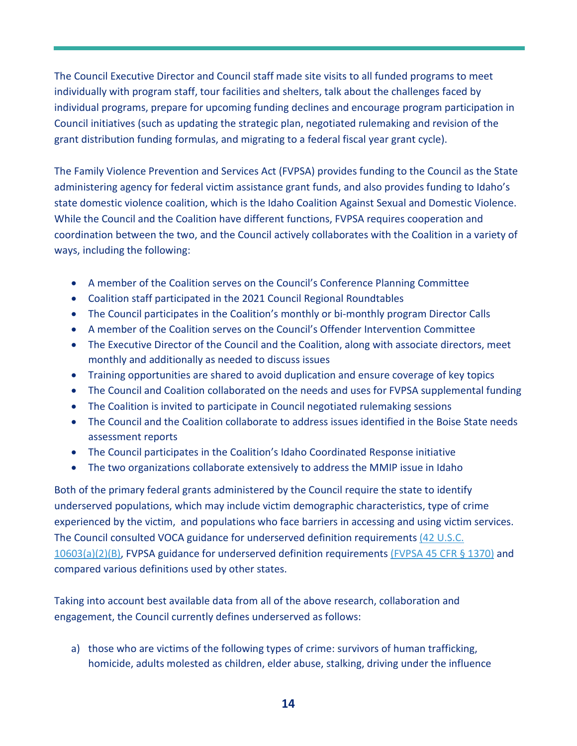The Council Executive Director and Council staff made site visits to all funded programs to meet individually with program staff, tour facilities and shelters, talk about the challenges faced by individual programs, prepare for upcoming funding declines and encourage program participation in Council initiatives (such as updating the strategic plan, negotiated rulemaking and revision of the grant distribution funding formulas, and migrating to a federal fiscal year grant cycle).

The Family Violence Prevention and Services Act (FVPSA) provides funding to the Council as the State administering agency for federal victim assistance grant funds, and also provides funding to Idaho's state domestic violence coalition, which is the Idaho Coalition Against Sexual and Domestic Violence. While the Council and the Coalition have different functions, FVPSA requires cooperation and coordination between the two, and the Council actively collaborates with the Coalition in a variety of ways, including the following:

- A member of the Coalition serves on the Council's Conference Planning Committee
- Coalition staff participated in the 2021 Council Regional Roundtables
- The Council participates in the Coalition's monthly or bi-monthly program Director Calls
- A member of the Coalition serves on the Council's Offender Intervention Committee
- The Executive Director of the Council and the Coalition, along with associate directors, meet monthly and additionally as needed to discuss issues
- Training opportunities are shared to avoid duplication and ensure coverage of key topics
- The Council and Coalition collaborated on the needs and uses for FVPSA supplemental funding
- The Coalition is invited to participate in Council negotiated rulemaking sessions
- The Council and the Coalition collaborate to address issues identified in the Boise State needs assessment reports
- The Council participates in the Coalition's Idaho Coordinated Response initiative
- The two organizations collaborate extensively to address the MMIP issue in Idaho

Both of the primary federal grants administered by the Council require the state to identify underserved populations, which may include victim demographic characteristics, type of crime experienced by the victim, and populations who face barriers in accessing and using victim services. The Council consulted VOCA guidance for underserved definition requirements (42 U.S.C. 10603(a)(2)(B), FVPSA guidance for underserved definition requirements (FVPSA 45 CFR § 1370) and compared various definitions used by other states.

Taking into account best available data from all of the above research, collaboration and engagement, the Council currently defines underserved as follows:

a) those who are victims of the following types of crime: survivors of human trafficking, homicide, adults molested as children, elder abuse, stalking, driving under the influence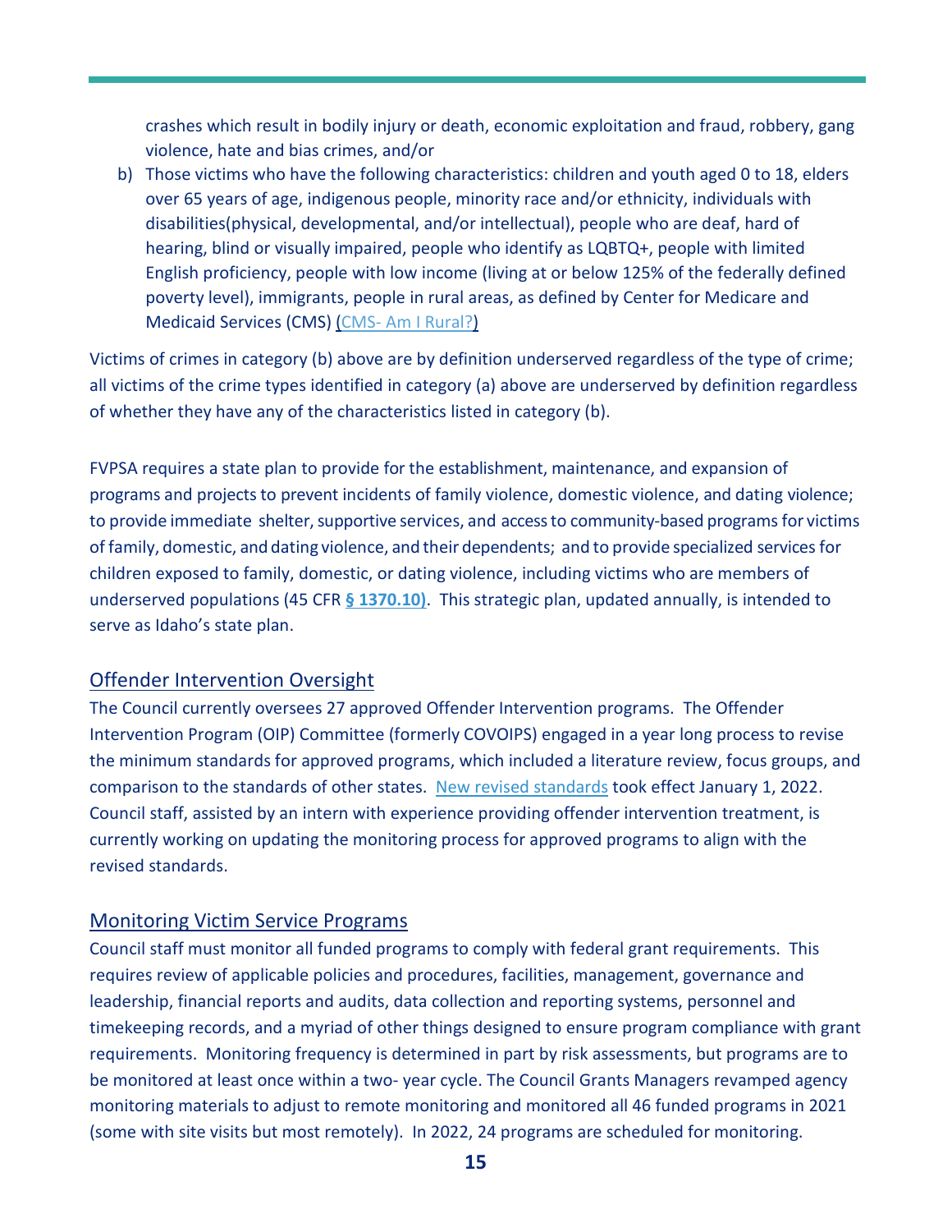crashes which result in bodily injury or death, economic exploitation and fraud, robbery, gang violence, hate and bias crimes, and/or

b) Those victims who have the following characteristics: children and youth aged 0 to 18, elders over 65 years of age, indigenous people, minority race and/or ethnicity, individuals with disabilities(physical, developmental, and/or intellectual), people who are deaf, hard of hearing, blind or visually impaired, people who identify as LQBTQ+, people with limited English proficiency, people with low income (living at or below 125% of the federally defined poverty level), immigrants, people in rural areas, as defined by Center for Medicare and Medicaid Services (CMS) (CMS- Am I Rural?)

Victims of crimes in category (b) above are by definition underserved regardless of the type of crime; all victims of the crime types identified in category (a) above are underserved by definition regardless of whether they have any of the characteristics listed in category (b).

FVPSA requires a state plan to provide for the establishment, maintenance, and expansion of programs and projects to prevent incidents of family violence, domestic violence, and dating violence; to provide immediate shelter, supportive services, and access to community-based programs for victims of family, domestic, and dating violence, and their dependents; and to provide specialized services for children exposed to family, domestic, or dating violence, including victims who are members of underserved populations (45 CFR **§ 1370.10)**. This strategic plan, updated annually, is intended to serve as Idaho's state plan.

## Offender Intervention Oversight

The Council currently oversees 27 approved Offender Intervention programs. The Offender Intervention Program (OIP) Committee (formerly COVOIPS) engaged in a year long process to revise the minimum standards for approved programs, which included a literature review, focus groups, and comparison to the standards of other states. New revised standards took effect January 1, 2022. Council staff, assisted by an intern with experience providing offender intervention treatment, is currently working on updating the monitoring process for approved programs to align with the revised standards.

## Monitoring Victim Service Programs

Council staff must monitor all funded programs to comply with federal grant requirements. This requires review of applicable policies and procedures, facilities, management, governance and leadership, financial reports and audits, data collection and reporting systems, personnel and timekeeping records, and a myriad of other things designed to ensure program compliance with grant requirements. Monitoring frequency is determined in part by risk assessments, but programs are to be monitored at least once within a two- year cycle. The Council Grants Managers revamped agency monitoring materials to adjust to remote monitoring and monitored all 46 funded programs in 2021 (some with site visits but most remotely). In 2022, 24 programs are scheduled for monitoring.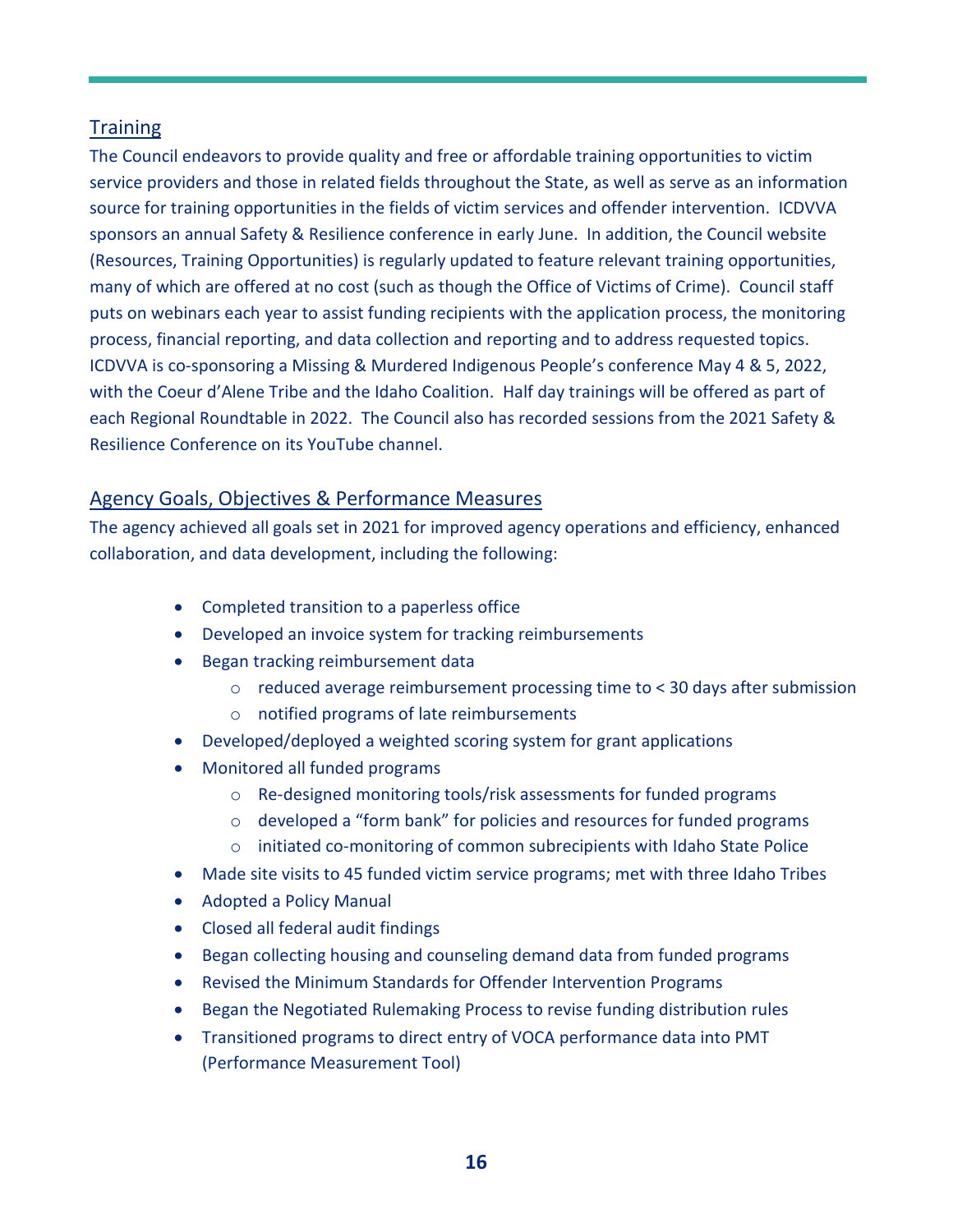## Training

The Council endeavors to provide quality and free or affordable training opportunities to victim service providers and those in related fields throughout the State, as well as serve as an information source for training opportunities in the fields of victim services and offender intervention. ICDVVA sponsors an annual Safety & Resilience conference in early June. In addition, the Council website (Resources, Training Opportunities) is regularly updated to feature relevant training opportunities, many of which are offered at no cost (such as though the Office of Victims of Crime). Council staff puts on webinars each year to assist funding recipients with the application process, the monitoring process, financial reporting, and data collection and reporting and to address requested topics. ICDVVA is co-sponsoring a Missing & Murdered Indigenous People's conference May 4 & 5, 2022, with the Coeur d'Alene Tribe and the Idaho Coalition. Half day trainings will be offered as part of each Regional Roundtable in 2022. The Council also has recorded sessions from the 2021 Safety & Resilience Conference on its YouTube channel.

## Agency Goals, Objectives & Performance Measures

The agency achieved all goals set in 2021 for improved agency operations and efficiency, enhanced collaboration, and data development, including the following:

- Completed transition to a paperless office
- Developed an invoice system for tracking reimbursements
- Began tracking reimbursement data
  - reduced average reimbursement processing time to < 30 days after submission
  - notified programs of late reimbursements
- Developed/deployed a weighted scoring system for grant applications
- Monitored all funded programs
  - Re-designed monitoring tools/risk assessments for funded programs
  - developed a "form bank" for policies and resources for funded programs
  - initiated co-monitoring of common subrecipients with Idaho State Police
- Made site visits to 45 funded victim service programs; met with three Idaho Tribes
- Adopted a Policy Manual
- Closed all federal audit findings
- Began collecting housing and counseling demand data from funded programs
- Revised the Minimum Standards for Offender Intervention Programs
- Began the Negotiated Rulemaking Process to revise funding distribution rules
- Transitioned programs to direct entry of VOCA performance data into PMT (Performance Measurement Tool)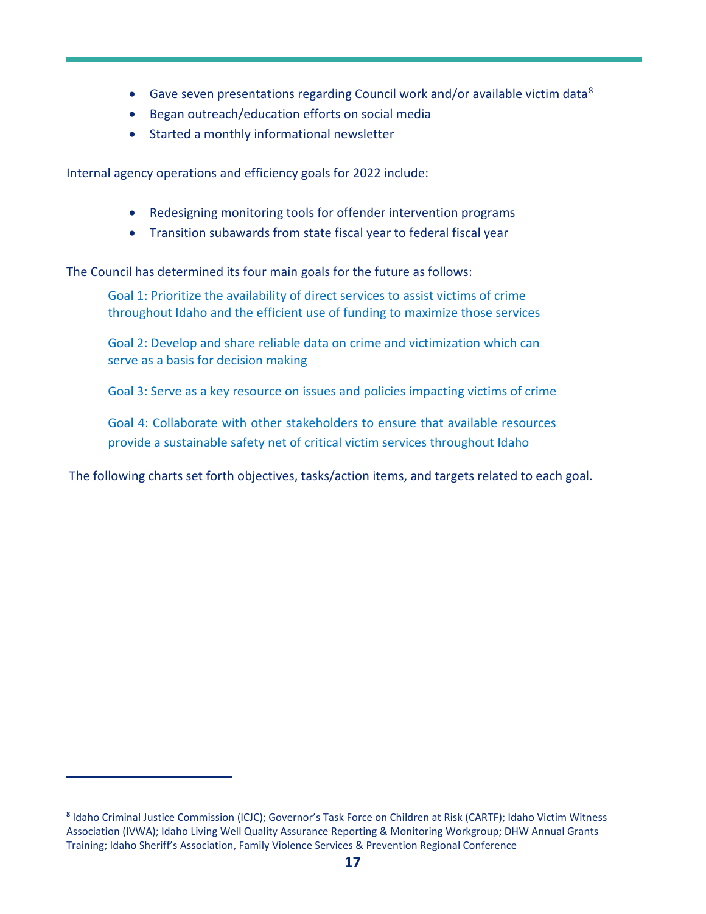- Gave seven presentations regarding Council work and/or available victim data[8]
- Began outreach/education efforts on social media
- Started a monthly informational newsletter

Internal agency operations and efficiency goals for 2022 include:

- Redesigning monitoring tools for offender intervention programs
- Transition subawards from state fiscal year to federal fiscal year

The Council has determined its four main goals for the future as follows:

> Goal 1: Prioritize the availability of direct services to assist victims of crime throughout Idaho and the efficient use of funding to maximize those services
>
> Goal 2: Develop and share reliable data on crime and victimization which can serve as a basis for decision making
>
> Goal 3: Serve as a key resource on issues and policies impacting victims of crime
>
> Goal 4: Collaborate with other stakeholders to ensure that available resources provide a sustainable safety net of critical victim services throughout Idaho

The following charts set forth objectives, tasks/action items, and targets related to each goal.

---

[8] Idaho Criminal Justice Commission (ICJC); Governor's Task Force on Children at Risk (CARTF); Idaho Victim Witness Association (IVWA); Idaho Living Well Quality Assurance Reporting & Monitoring Workgroup; DHW Annual Grants Training; Idaho Sheriff's Association, Family Violence Services & Prevention Regional Conference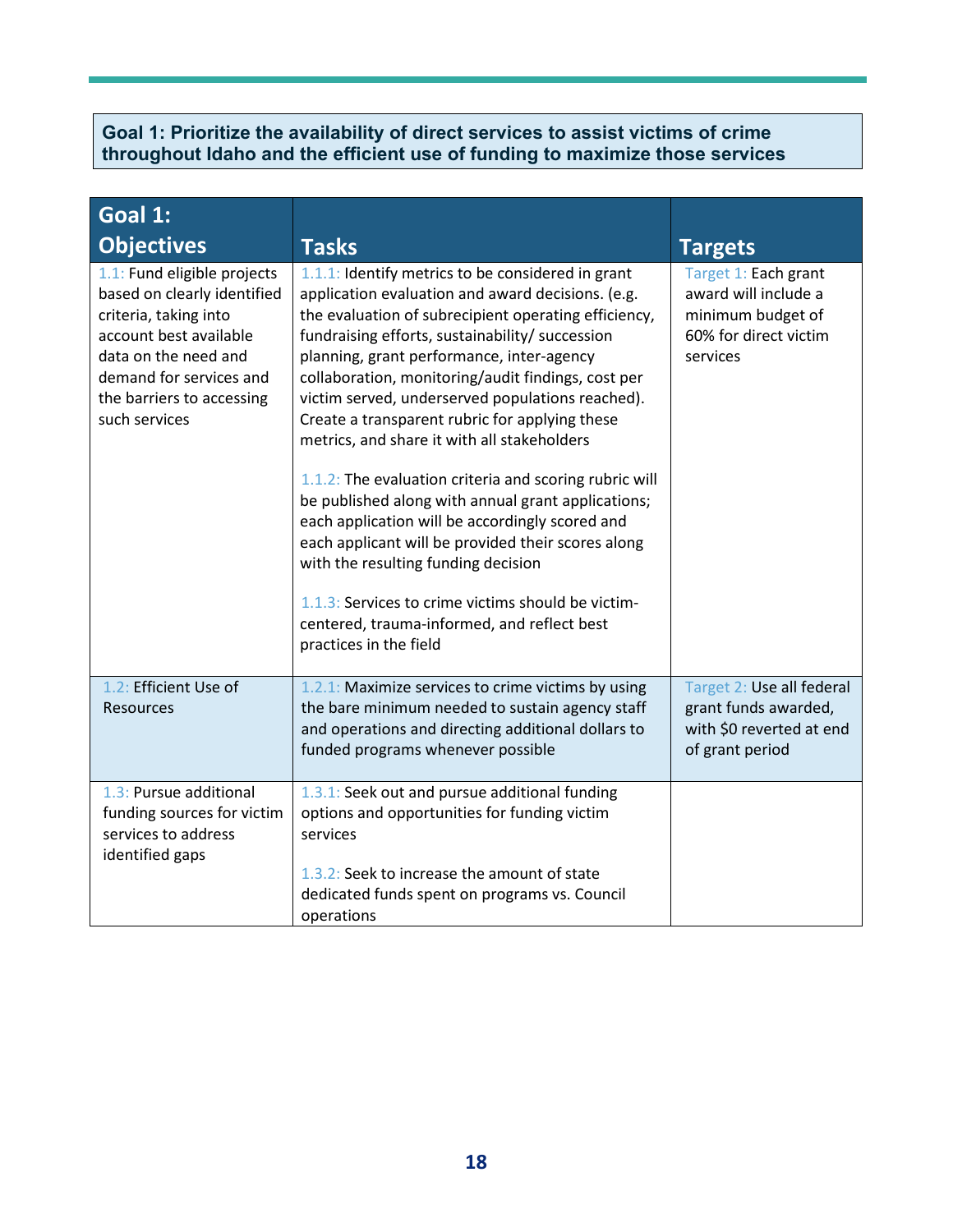**Goal 1: Prioritize the availability of direct services to assist victims of crime throughout Idaho and the efficient use of funding to maximize those services**

| Goal 1: Objectives | Tasks | Targets |
|---|---|---|
| 1.1: Fund eligible projects based on clearly identified criteria, taking into account best available data on the need and demand for services and the barriers to accessing such services | 1.1.1: Identify metrics to be considered in grant application evaluation and award decisions. (e.g. the evaluation of subrecipient operating efficiency, fundraising efforts, sustainability/ succession planning, grant performance, inter-agency collaboration, monitoring/audit findings, cost per victim served, underserved populations reached). Create a transparent rubric for applying these metrics, and share it with all stakeholders<br><br>1.1.2: The evaluation criteria and scoring rubric will be published along with annual grant applications; each application will be accordingly scored and each applicant will be provided their scores along with the resulting funding decision<br><br>1.1.3: Services to crime victims should be victim-centered, trauma-informed, and reflect best practices in the field | Target 1: Each grant award will include a minimum budget of 60% for direct victim services |
| 1.2: Efficient Use of Resources | 1.2.1: Maximize services to crime victims by using the bare minimum needed to sustain agency staff and operations and directing additional dollars to funded programs whenever possible | Target 2: Use all federal grant funds awarded, with $0 reverted at end of grant period |
| 1.3: Pursue additional funding sources for victim services to address identified gaps | 1.3.1: Seek out and pursue additional funding options and opportunities for funding victim services<br><br>1.3.2: Seek to increase the amount of state dedicated funds spent on programs vs. Council operations | |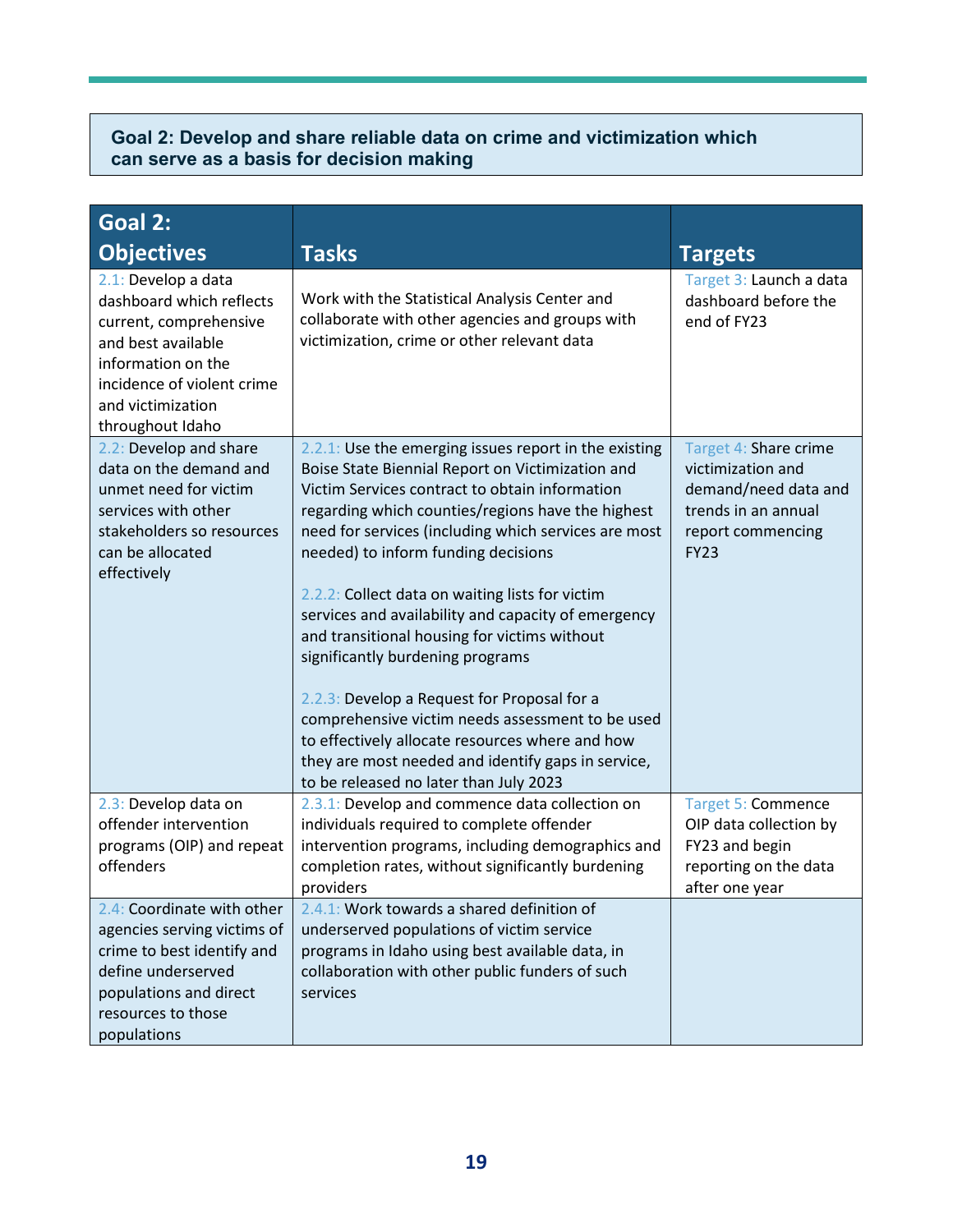**Goal 2: Develop and share reliable data on crime and victimization which can serve as a basis for decision making**

| Goal 2: Objectives | Tasks | Targets |
|---|---|---|
| 2.1: Develop a data dashboard which reflects current, comprehensive and best available information on the incidence of violent crime and victimization throughout Idaho | Work with the Statistical Analysis Center and collaborate with other agencies and groups with victimization, crime or other relevant data | Target 3: Launch a data dashboard before the end of FY23 |
| 2.2: Develop and share data on the demand and unmet need for victim services with other stakeholders so resources can be allocated effectively | 2.2.1: Use the emerging issues report in the existing Boise State Biennial Report on Victimization and Victim Services contract to obtain information regarding which counties/regions have the highest need for services (including which services are most needed) to inform funding decisions<br><br>2.2.2: Collect data on waiting lists for victim services and availability and capacity of emergency and transitional housing for victims without significantly burdening programs<br><br>2.2.3: Develop a Request for Proposal for a comprehensive victim needs assessment to be used to effectively allocate resources where and how they are most needed and identify gaps in service, to be released no later than July 2023 | Target 4: Share crime victimization and demand/need data and trends in an annual report commencing FY23 |
| 2.3: Develop data on offender intervention programs (OIP) and repeat offenders | 2.3.1: Develop and commence data collection on individuals required to complete offender intervention programs, including demographics and completion rates, without significantly burdening providers | Target 5: Commence OIP data collection by FY23 and begin reporting on the data after one year |
| 2.4: Coordinate with other agencies serving victims of crime to best identify and define underserved populations and direct resources to those populations | 2.4.1: Work towards a shared definition of underserved populations of victim service programs in Idaho using best available data, in collaboration with other public funders of such services | |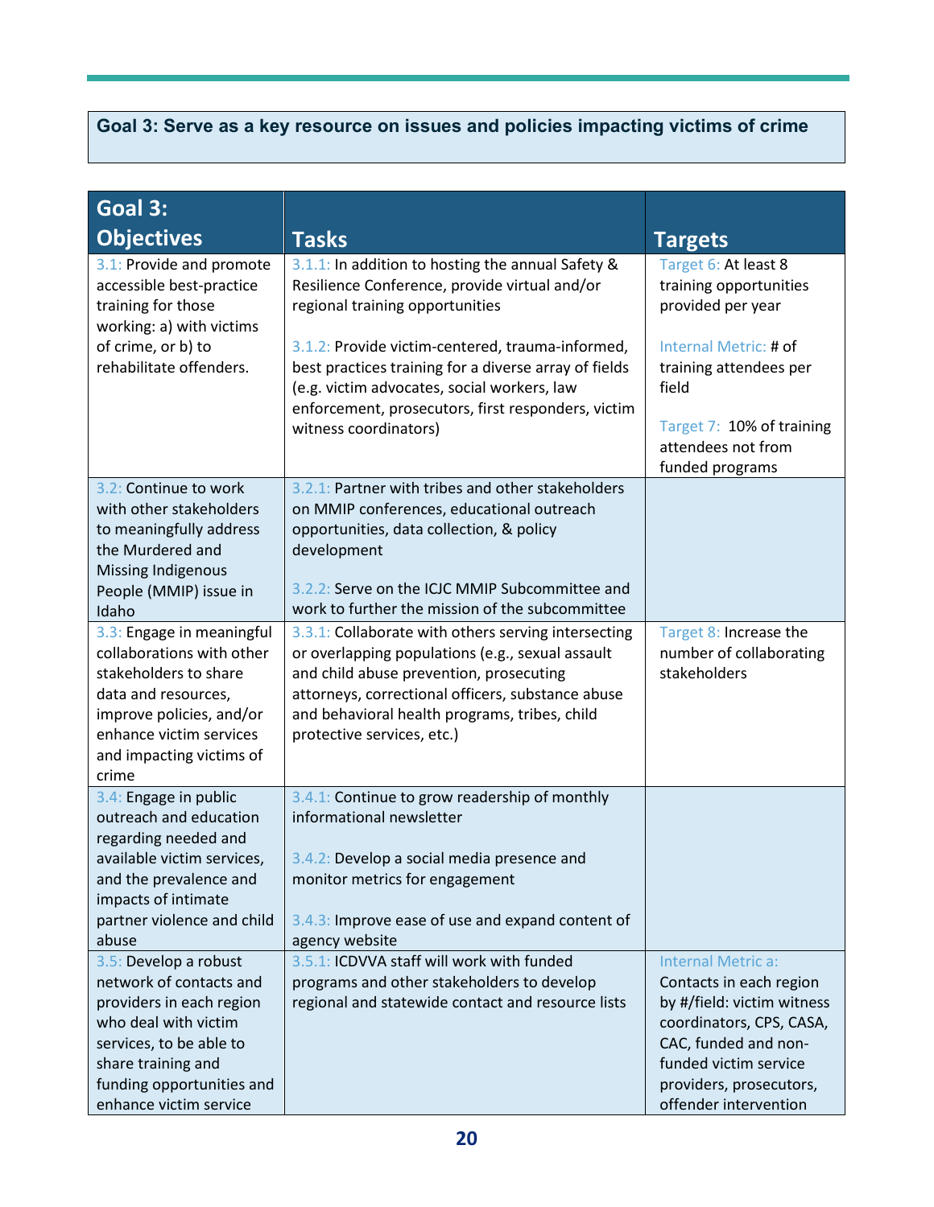**Goal 3: Serve as a key resource on issues and policies impacting victims of crime**

| Goal 3: Objectives | Tasks | Targets |
|---|---|---|
| 3.1: Provide and promote accessible best-practice training for those working: a) with victims of crime, or b) to rehabilitate offenders. | 3.1.1: In addition to hosting the annual Safety & Resilience Conference, provide virtual and/or regional training opportunities<br><br>3.1.2: Provide victim-centered, trauma-informed, best practices training for a diverse array of fields (e.g. victim advocates, social workers, law enforcement, prosecutors, first responders, victim witness coordinators) | Target 6: At least 8 training opportunities provided per year<br><br>Internal Metric: # of training attendees per field<br><br>Target 7: 10% of training attendees not from funded programs |
| 3.2: Continue to work with other stakeholders to meaningfully address the Murdered and Missing Indigenous People (MMIP) issue in Idaho | 3.2.1: Partner with tribes and other stakeholders on MMIP conferences, educational outreach opportunities, data collection, & policy development<br><br>3.2.2: Serve on the ICJC MMIP Subcommittee and work to further the mission of the subcommittee | |
| 3.3: Engage in meaningful collaborations with other stakeholders to share data and resources, improve policies, and/or enhance victim services and impacting victims of crime | 3.3.1: Collaborate with others serving intersecting or overlapping populations (e.g., sexual assault and child abuse prevention, prosecuting attorneys, correctional officers, substance abuse and behavioral health programs, tribes, child protective services, etc.) | Target 8: Increase the number of collaborating stakeholders |
| 3.4: Engage in public outreach and education regarding needed and available victim services, and the prevalence and impacts of intimate partner violence and child abuse | 3.4.1: Continue to grow readership of monthly informational newsletter<br><br>3.4.2: Develop a social media presence and monitor metrics for engagement<br><br>3.4.3: Improve ease of use and expand content of agency website | |
| 3.5: Develop a robust network of contacts and providers in each region who deal with victim services, to be able to share training and funding opportunities and enhance victim service | 3.5.1: ICDVVA staff will work with funded programs and other stakeholders to develop regional and statewide contact and resource lists | Internal Metric a: Contacts in each region by #/field: victim witness coordinators, CPS, CASA, CAC, funded and non-funded victim service providers, prosecutors, offender intervention |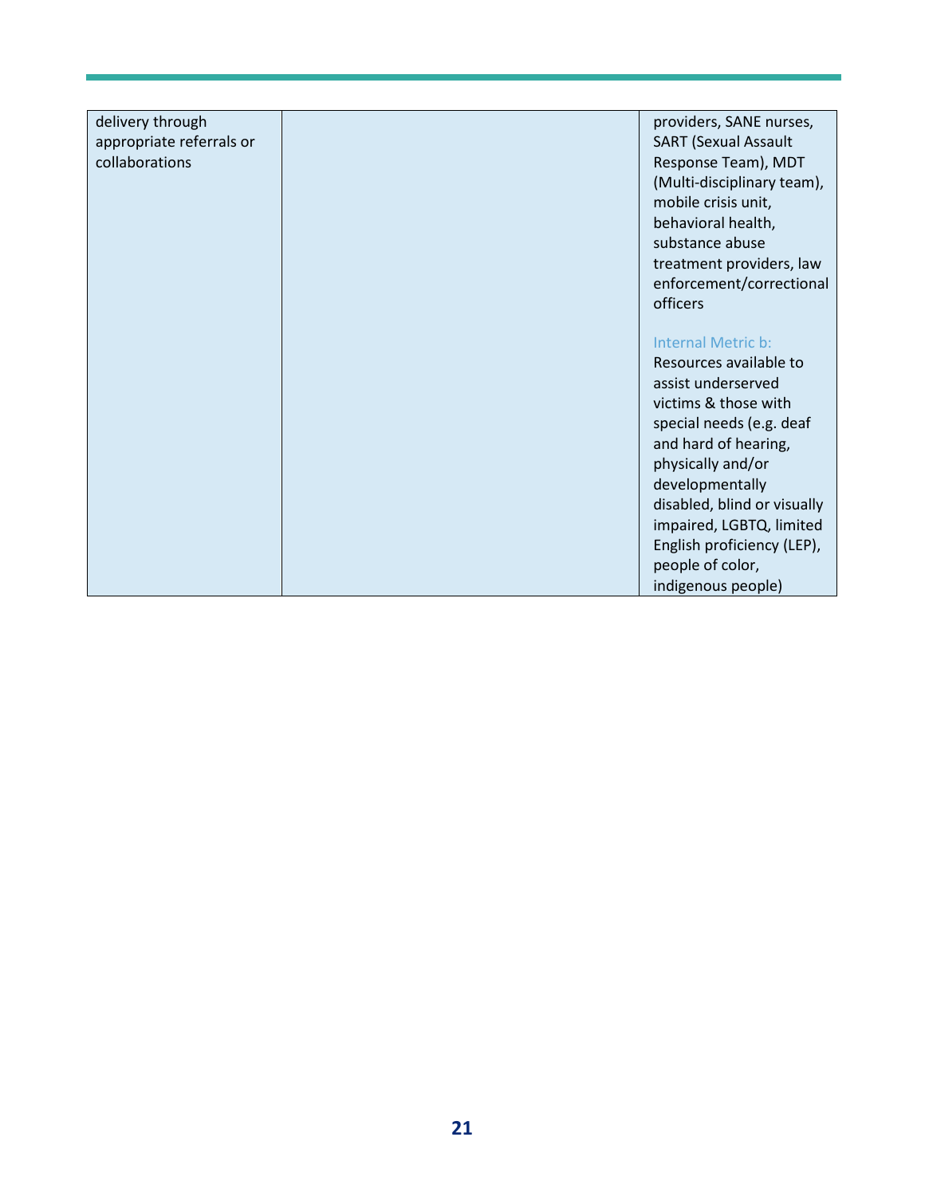| | | |
|---|---|---|
| delivery through appropriate referrals or collaborations | | providers, SANE nurses, SART (Sexual Assault Response Team), MDT (Multi-disciplinary team), mobile crisis unit, behavioral health, substance abuse treatment providers, law enforcement/correctional officers<br><br>Internal Metric b:<br>Resources available to assist underserved victims & those with special needs (e.g. deaf and hard of hearing, physically and/or developmentally disabled, blind or visually impaired, LGBTQ, limited English proficiency (LEP), people of color, indigenous people) |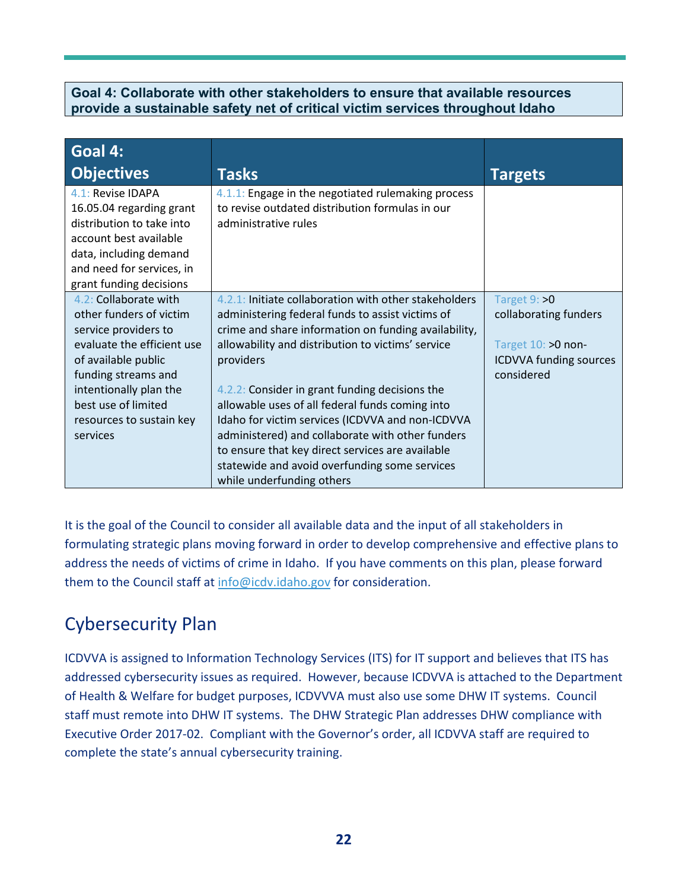**Goal 4: Collaborate with other stakeholders to ensure that available resources provide a sustainable safety net of critical victim services throughout Idaho**

| Goal 4: Objectives | Tasks | Targets |
|---|---|---|
| 4.1: Revise IDAPA 16.05.04 regarding grant distribution to take into account best available data, including demand and need for services, in grant funding decisions | 4.1.1: Engage in the negotiated rulemaking process to revise outdated distribution formulas in our administrative rules | |
| 4.2: Collaborate with other funders of victim service providers to evaluate the efficient use of available public funding streams and intentionally plan the best use of limited resources to sustain key services | 4.2.1: Initiate collaboration with other stakeholders administering federal funds to assist victims of crime and share information on funding availability, allowability and distribution to victims' service providers<br><br>4.2.2: Consider in grant funding decisions the allowable uses of all federal funds coming into Idaho for victim services (ICDVVA and non-ICDVVA administered) and collaborate with other funders to ensure that key direct services are available statewide and avoid overfunding some services while underfunding others | Target 9: >0 collaborating funders<br><br>Target 10: >0 non-ICDVVA funding sources considered |

It is the goal of the Council to consider all available data and the input of all stakeholders in formulating strategic plans moving forward in order to develop comprehensive and effective plans to address the needs of victims of crime in Idaho. If you have comments on this plan, please forward them to the Council staff at info@icdv.idaho.gov for consideration.

## Cybersecurity Plan

ICDVVA is assigned to Information Technology Services (ITS) for IT support and believes that ITS has addressed cybersecurity issues as required. However, because ICDVVA is attached to the Department of Health & Welfare for budget purposes, ICDVVVA must also use some DHW IT systems. Council staff must remote into DHW IT systems. The DHW Strategic Plan addresses DHW compliance with Executive Order 2017-02. Compliant with the Governor's order, all ICDVVA staff are required to complete the state's annual cybersecurity training.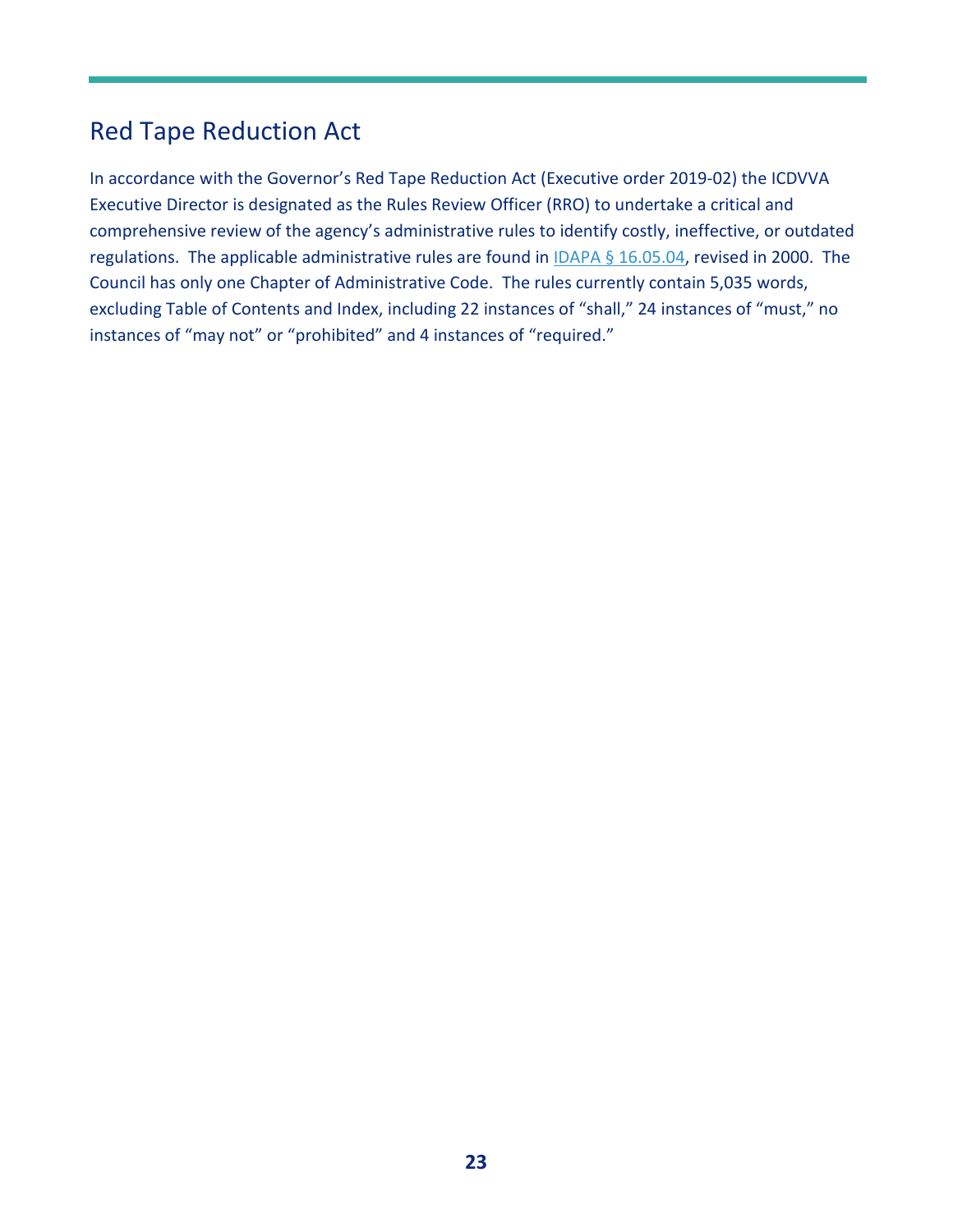## Red Tape Reduction Act

In accordance with the Governor's Red Tape Reduction Act (Executive order 2019-02) the ICDVVA Executive Director is designated as the Rules Review Officer (RRO) to undertake a critical and comprehensive review of the agency's administrative rules to identify costly, ineffective, or outdated regulations. The applicable administrative rules are found in IDAPA § 16.05.04, revised in 2000. The Council has only one Chapter of Administrative Code. The rules currently contain 5,035 words, excluding Table of Contents and Index, including 22 instances of "shall," 24 instances of "must," no instances of "may not" or "prohibited" and 4 instances of "required."